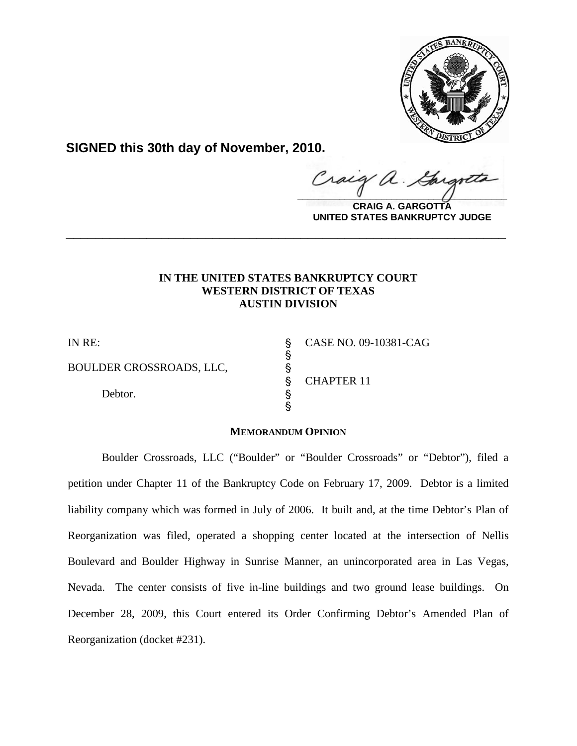**SIGNED this 30th day of November, 2010.**

**CRAIG A. GARGOTTA**
**UNITED STATES BANKRUPTCY JUDGE**

---

**IN THE UNITED STATES BANKRUPTCY COURT**
**WESTERN DISTRICT OF TEXAS**
**AUSTIN DIVISION**

| | | |
|---|---|---|
| IN RE: | § | CASE NO. 09-10381-CAG |
| | § | |
| BOULDER CROSSROADS, LLC, | § | |
| | § | CHAPTER 11 |
| Debtor. | § | |
| | § | |

**MEMORANDUM OPINION**

Boulder Crossroads, LLC ("Boulder" or "Boulder Crossroads" or "Debtor"), filed a petition under Chapter 11 of the Bankruptcy Code on February 17, 2009. Debtor is a limited liability company which was formed in July of 2006. It built and, at the time Debtor's Plan of Reorganization was filed, operated a shopping center located at the intersection of Nellis Boulevard and Boulder Highway in Sunrise Manner, an unincorporated area in Las Vegas, Nevada. The center consists of five in-line buildings and two ground lease buildings. On December 28, 2009, this Court entered its Order Confirming Debtor's Amended Plan of Reorganization (docket #231).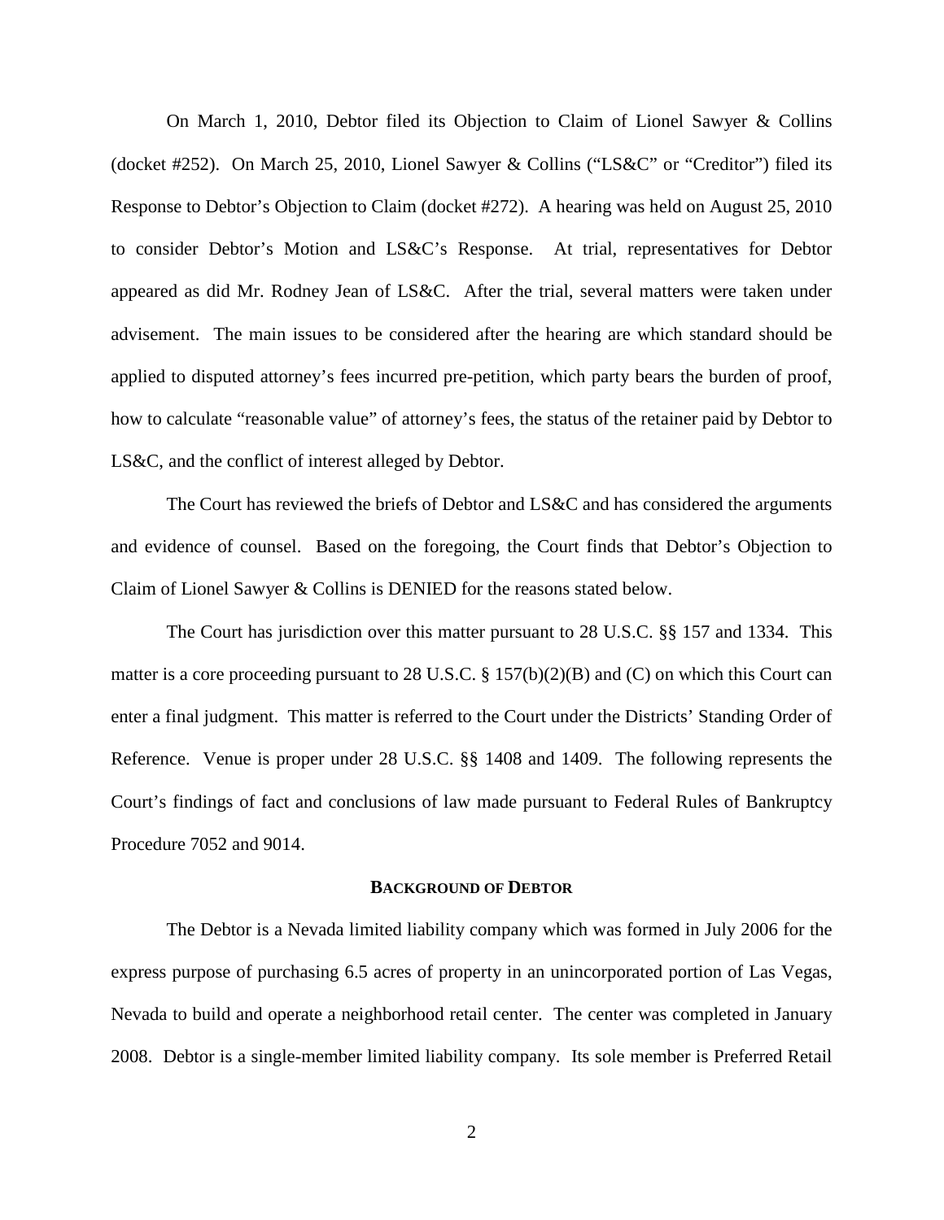On March 1, 2010, Debtor filed its Objection to Claim of Lionel Sawyer & Collins (docket #252). On March 25, 2010, Lionel Sawyer & Collins ("LS&C" or "Creditor") filed its Response to Debtor's Objection to Claim (docket #272). A hearing was held on August 25, 2010 to consider Debtor's Motion and LS&C's Response. At trial, representatives for Debtor appeared as did Mr. Rodney Jean of LS&C. After the trial, several matters were taken under advisement. The main issues to be considered after the hearing are which standard should be applied to disputed attorney's fees incurred pre-petition, which party bears the burden of proof, how to calculate "reasonable value" of attorney's fees, the status of the retainer paid by Debtor to LS&C, and the conflict of interest alleged by Debtor.

The Court has reviewed the briefs of Debtor and LS&C and has considered the arguments and evidence of counsel. Based on the foregoing, the Court finds that Debtor's Objection to Claim of Lionel Sawyer & Collins is DENIED for the reasons stated below.

The Court has jurisdiction over this matter pursuant to 28 U.S.C. §§ 157 and 1334. This matter is a core proceeding pursuant to 28 U.S.C. § 157(b)(2)(B) and (C) on which this Court can enter a final judgment. This matter is referred to the Court under the Districts' Standing Order of Reference. Venue is proper under 28 U.S.C. §§ 1408 and 1409. The following represents the Court's findings of fact and conclusions of law made pursuant to Federal Rules of Bankruptcy Procedure 7052 and 9014.

## BACKGROUND OF DEBTOR

The Debtor is a Nevada limited liability company which was formed in July 2006 for the express purpose of purchasing 6.5 acres of property in an unincorporated portion of Las Vegas, Nevada to build and operate a neighborhood retail center. The center was completed in January 2008. Debtor is a single-member limited liability company. Its sole member is Preferred Retail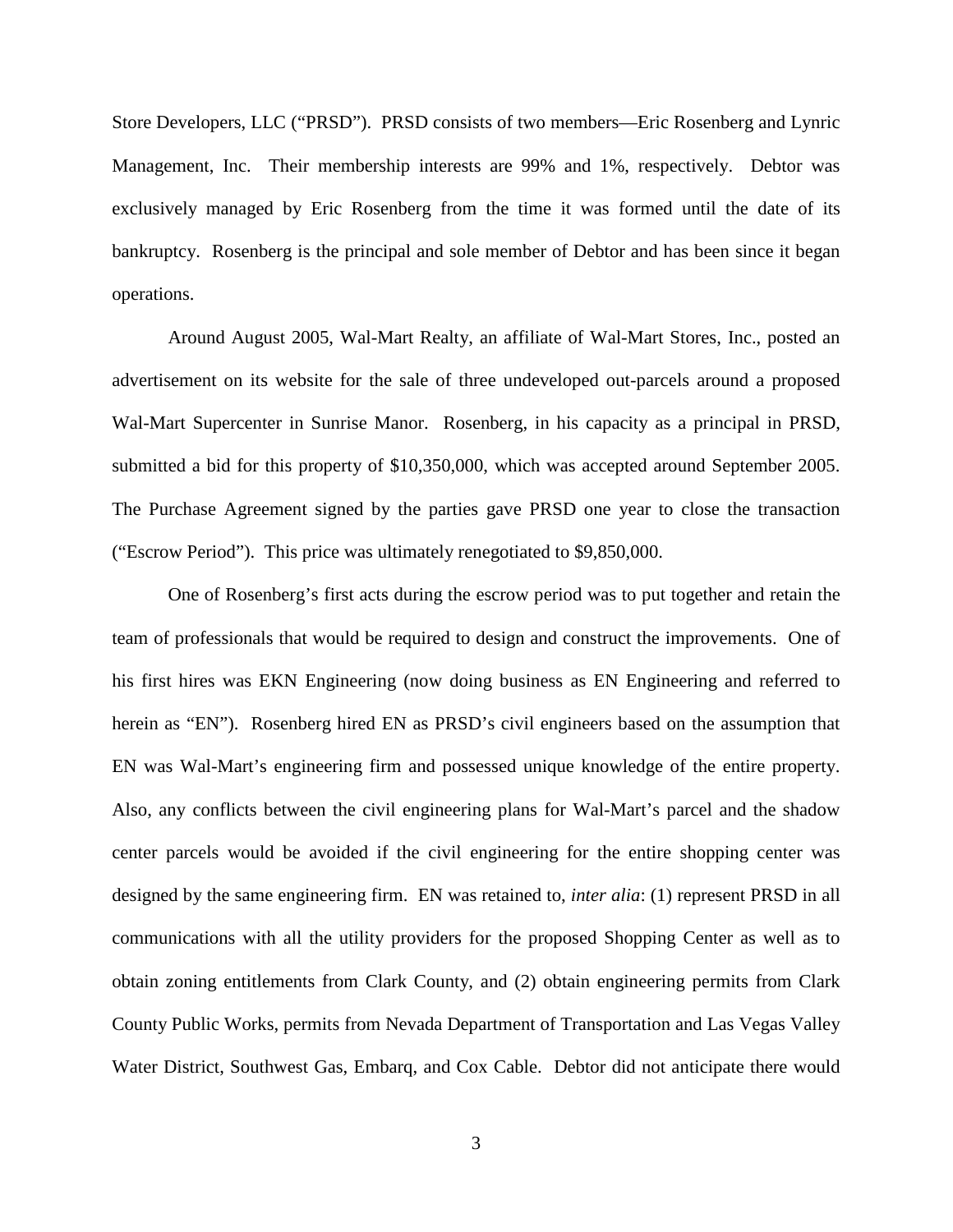Store Developers, LLC ("PRSD"). PRSD consists of two members—Eric Rosenberg and Lynric Management, Inc. Their membership interests are 99% and 1%, respectively. Debtor was exclusively managed by Eric Rosenberg from the time it was formed until the date of its bankruptcy. Rosenberg is the principal and sole member of Debtor and has been since it began operations.

Around August 2005, Wal-Mart Realty, an affiliate of Wal-Mart Stores, Inc., posted an advertisement on its website for the sale of three undeveloped out-parcels around a proposed Wal-Mart Supercenter in Sunrise Manor. Rosenberg, in his capacity as a principal in PRSD, submitted a bid for this property of $10,350,000, which was accepted around September 2005. The Purchase Agreement signed by the parties gave PRSD one year to close the transaction ("Escrow Period"). This price was ultimately renegotiated to $9,850,000.

One of Rosenberg's first acts during the escrow period was to put together and retain the team of professionals that would be required to design and construct the improvements. One of his first hires was EKN Engineering (now doing business as EN Engineering and referred to herein as "EN"). Rosenberg hired EN as PRSD's civil engineers based on the assumption that EN was Wal-Mart's engineering firm and possessed unique knowledge of the entire property. Also, any conflicts between the civil engineering plans for Wal-Mart's parcel and the shadow center parcels would be avoided if the civil engineering for the entire shopping center was designed by the same engineering firm. EN was retained to, *inter alia*: (1) represent PRSD in all communications with all the utility providers for the proposed Shopping Center as well as to obtain zoning entitlements from Clark County, and (2) obtain engineering permits from Clark County Public Works, permits from Nevada Department of Transportation and Las Vegas Valley Water District, Southwest Gas, Embarq, and Cox Cable. Debtor did not anticipate there would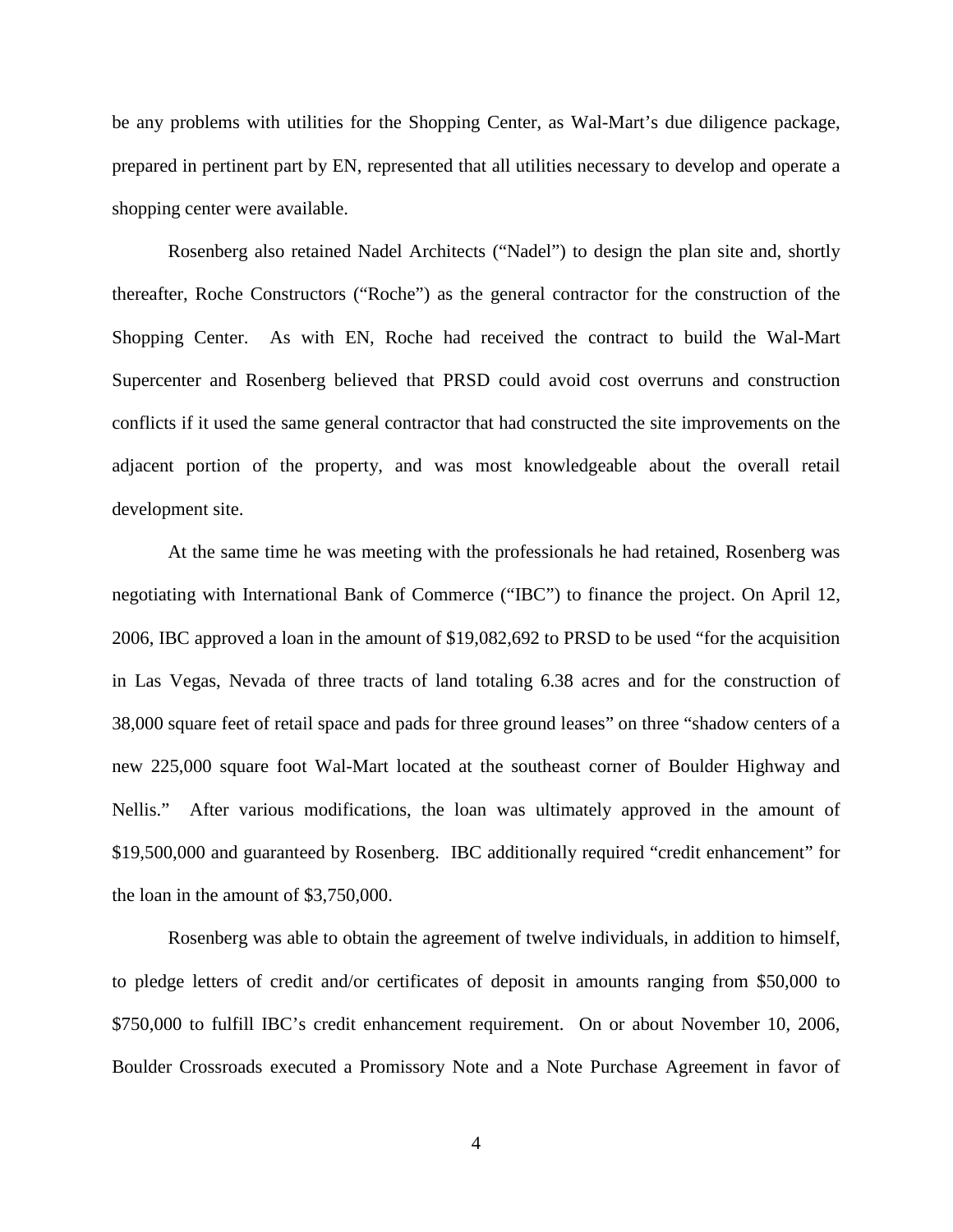be any problems with utilities for the Shopping Center, as Wal-Mart's due diligence package, prepared in pertinent part by EN, represented that all utilities necessary to develop and operate a shopping center were available.

Rosenberg also retained Nadel Architects ("Nadel") to design the plan site and, shortly thereafter, Roche Constructors ("Roche") as the general contractor for the construction of the Shopping Center. As with EN, Roche had received the contract to build the Wal-Mart Supercenter and Rosenberg believed that PRSD could avoid cost overruns and construction conflicts if it used the same general contractor that had constructed the site improvements on the adjacent portion of the property, and was most knowledgeable about the overall retail development site.

At the same time he was meeting with the professionals he had retained, Rosenberg was negotiating with International Bank of Commerce ("IBC") to finance the project. On April 12, 2006, IBC approved a loan in the amount of $19,082,692 to PRSD to be used "for the acquisition in Las Vegas, Nevada of three tracts of land totaling 6.38 acres and for the construction of 38,000 square feet of retail space and pads for three ground leases" on three "shadow centers of a new 225,000 square foot Wal-Mart located at the southeast corner of Boulder Highway and Nellis." After various modifications, the loan was ultimately approved in the amount of $19,500,000 and guaranteed by Rosenberg. IBC additionally required "credit enhancement" for the loan in the amount of $3,750,000.

Rosenberg was able to obtain the agreement of twelve individuals, in addition to himself, to pledge letters of credit and/or certificates of deposit in amounts ranging from $50,000 to $750,000 to fulfill IBC's credit enhancement requirement. On or about November 10, 2006, Boulder Crossroads executed a Promissory Note and a Note Purchase Agreement in favor of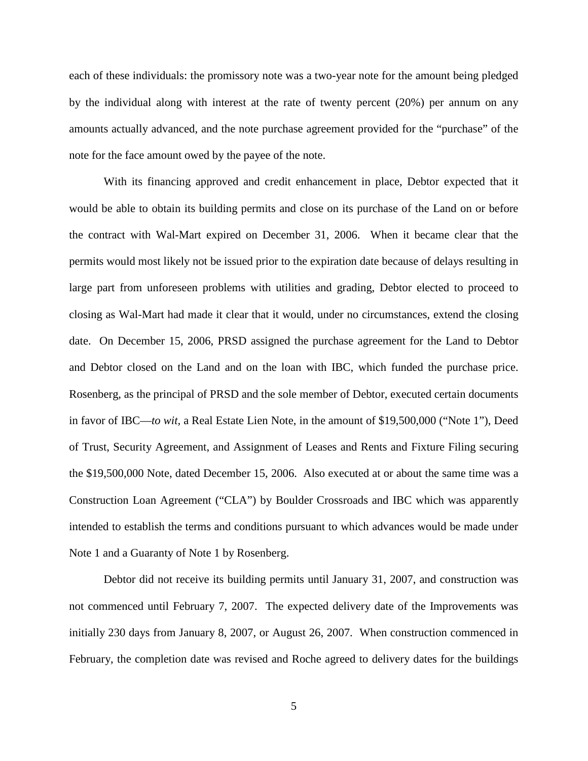each of these individuals: the promissory note was a two-year note for the amount being pledged by the individual along with interest at the rate of twenty percent (20%) per annum on any amounts actually advanced, and the note purchase agreement provided for the "purchase" of the note for the face amount owed by the payee of the note.

With its financing approved and credit enhancement in place, Debtor expected that it would be able to obtain its building permits and close on its purchase of the Land on or before the contract with Wal-Mart expired on December 31, 2006. When it became clear that the permits would most likely not be issued prior to the expiration date because of delays resulting in large part from unforeseen problems with utilities and grading, Debtor elected to proceed to closing as Wal-Mart had made it clear that it would, under no circumstances, extend the closing date. On December 15, 2006, PRSD assigned the purchase agreement for the Land to Debtor and Debtor closed on the Land and on the loan with IBC, which funded the purchase price. Rosenberg, as the principal of PRSD and the sole member of Debtor, executed certain documents in favor of IBC—*to wit*, a Real Estate Lien Note, in the amount of $19,500,000 ("Note 1"), Deed of Trust, Security Agreement, and Assignment of Leases and Rents and Fixture Filing securing the $19,500,000 Note, dated December 15, 2006. Also executed at or about the same time was a Construction Loan Agreement ("CLA") by Boulder Crossroads and IBC which was apparently intended to establish the terms and conditions pursuant to which advances would be made under Note 1 and a Guaranty of Note 1 by Rosenberg.

Debtor did not receive its building permits until January 31, 2007, and construction was not commenced until February 7, 2007. The expected delivery date of the Improvements was initially 230 days from January 8, 2007, or August 26, 2007. When construction commenced in February, the completion date was revised and Roche agreed to delivery dates for the buildings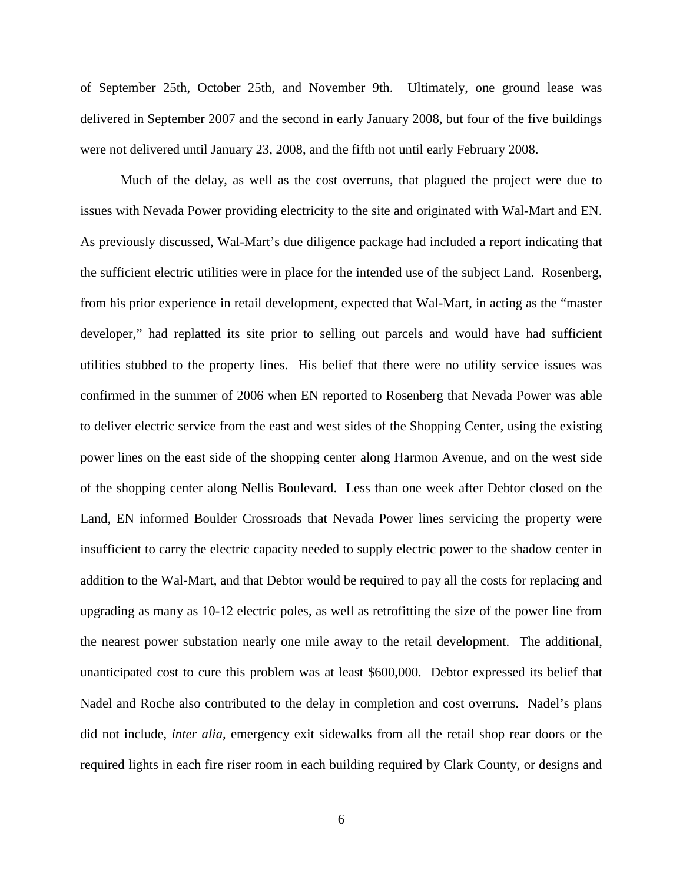of September 25th, October 25th, and November 9th. Ultimately, one ground lease was delivered in September 2007 and the second in early January 2008, but four of the five buildings were not delivered until January 23, 2008, and the fifth not until early February 2008.

Much of the delay, as well as the cost overruns, that plagued the project were due to issues with Nevada Power providing electricity to the site and originated with Wal-Mart and EN. As previously discussed, Wal-Mart's due diligence package had included a report indicating that the sufficient electric utilities were in place for the intended use of the subject Land. Rosenberg, from his prior experience in retail development, expected that Wal-Mart, in acting as the "master developer," had replatted its site prior to selling out parcels and would have had sufficient utilities stubbed to the property lines. His belief that there were no utility service issues was confirmed in the summer of 2006 when EN reported to Rosenberg that Nevada Power was able to deliver electric service from the east and west sides of the Shopping Center, using the existing power lines on the east side of the shopping center along Harmon Avenue, and on the west side of the shopping center along Nellis Boulevard. Less than one week after Debtor closed on the Land, EN informed Boulder Crossroads that Nevada Power lines servicing the property were insufficient to carry the electric capacity needed to supply electric power to the shadow center in addition to the Wal-Mart, and that Debtor would be required to pay all the costs for replacing and upgrading as many as 10-12 electric poles, as well as retrofitting the size of the power line from the nearest power substation nearly one mile away to the retail development. The additional, unanticipated cost to cure this problem was at least $600,000. Debtor expressed its belief that Nadel and Roche also contributed to the delay in completion and cost overruns. Nadel's plans did not include, *inter alia,* emergency exit sidewalks from all the retail shop rear doors or the required lights in each fire riser room in each building required by Clark County, or designs and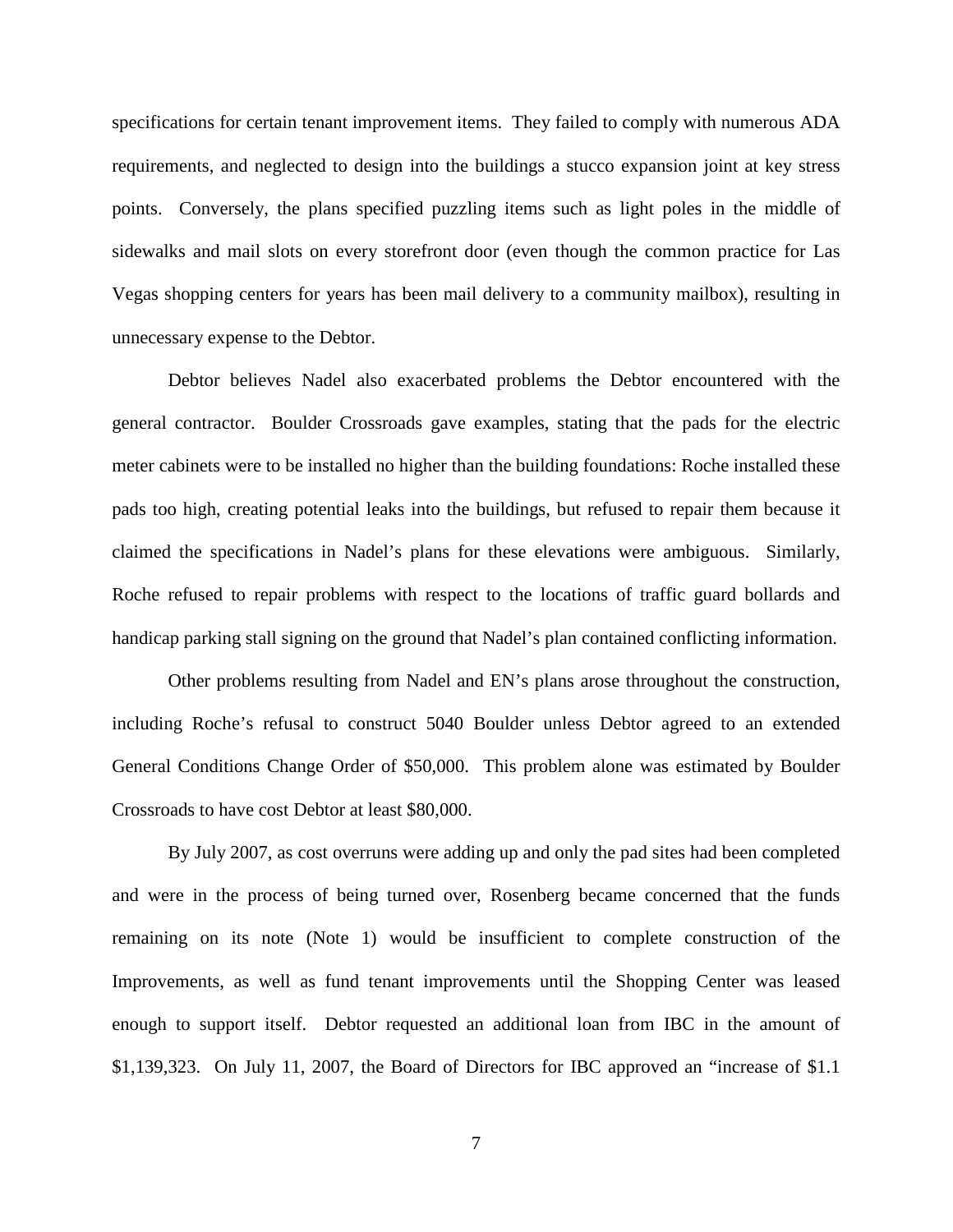specifications for certain tenant improvement items. They failed to comply with numerous ADA requirements, and neglected to design into the buildings a stucco expansion joint at key stress points. Conversely, the plans specified puzzling items such as light poles in the middle of sidewalks and mail slots on every storefront door (even though the common practice for Las Vegas shopping centers for years has been mail delivery to a community mailbox), resulting in unnecessary expense to the Debtor.

Debtor believes Nadel also exacerbated problems the Debtor encountered with the general contractor. Boulder Crossroads gave examples, stating that the pads for the electric meter cabinets were to be installed no higher than the building foundations: Roche installed these pads too high, creating potential leaks into the buildings, but refused to repair them because it claimed the specifications in Nadel's plans for these elevations were ambiguous. Similarly, Roche refused to repair problems with respect to the locations of traffic guard bollards and handicap parking stall signing on the ground that Nadel's plan contained conflicting information.

Other problems resulting from Nadel and EN's plans arose throughout the construction, including Roche's refusal to construct 5040 Boulder unless Debtor agreed to an extended General Conditions Change Order of $50,000. This problem alone was estimated by Boulder Crossroads to have cost Debtor at least $80,000.

By July 2007, as cost overruns were adding up and only the pad sites had been completed and were in the process of being turned over, Rosenberg became concerned that the funds remaining on its note (Note 1) would be insufficient to complete construction of the Improvements, as well as fund tenant improvements until the Shopping Center was leased enough to support itself. Debtor requested an additional loan from IBC in the amount of $1,139,323. On July 11, 2007, the Board of Directors for IBC approved an "increase of $1.1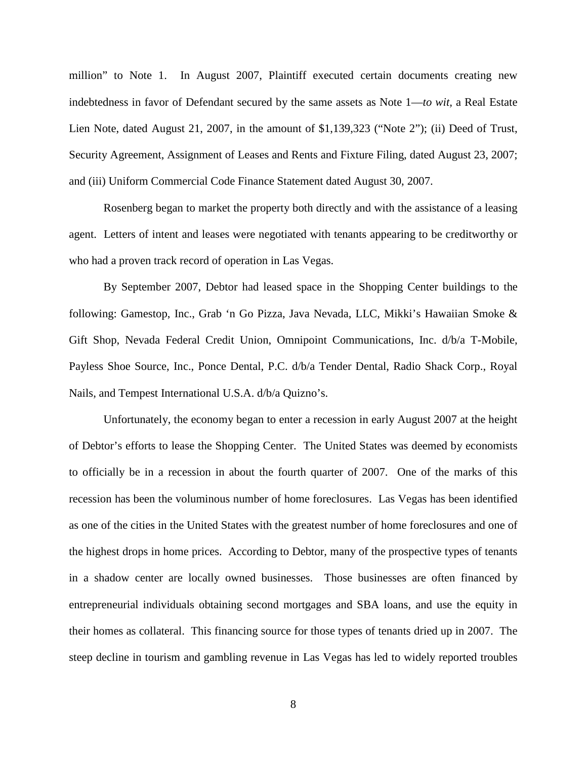million" to Note 1. In August 2007, Plaintiff executed certain documents creating new indebtedness in favor of Defendant secured by the same assets as Note 1—*to wit*, a Real Estate Lien Note, dated August 21, 2007, in the amount of $1,139,323 ("Note 2"); (ii) Deed of Trust, Security Agreement, Assignment of Leases and Rents and Fixture Filing, dated August 23, 2007; and (iii) Uniform Commercial Code Finance Statement dated August 30, 2007.

Rosenberg began to market the property both directly and with the assistance of a leasing agent. Letters of intent and leases were negotiated with tenants appearing to be creditworthy or who had a proven track record of operation in Las Vegas.

By September 2007, Debtor had leased space in the Shopping Center buildings to the following: Gamestop, Inc., Grab 'n Go Pizza, Java Nevada, LLC, Mikki's Hawaiian Smoke & Gift Shop, Nevada Federal Credit Union, Omnipoint Communications, Inc. d/b/a T-Mobile, Payless Shoe Source, Inc., Ponce Dental, P.C. d/b/a Tender Dental, Radio Shack Corp., Royal Nails, and Tempest International U.S.A. d/b/a Quizno's.

Unfortunately, the economy began to enter a recession in early August 2007 at the height of Debtor's efforts to lease the Shopping Center. The United States was deemed by economists to officially be in a recession in about the fourth quarter of 2007. One of the marks of this recession has been the voluminous number of home foreclosures. Las Vegas has been identified as one of the cities in the United States with the greatest number of home foreclosures and one of the highest drops in home prices. According to Debtor, many of the prospective types of tenants in a shadow center are locally owned businesses. Those businesses are often financed by entrepreneurial individuals obtaining second mortgages and SBA loans, and use the equity in their homes as collateral. This financing source for those types of tenants dried up in 2007. The steep decline in tourism and gambling revenue in Las Vegas has led to widely reported troubles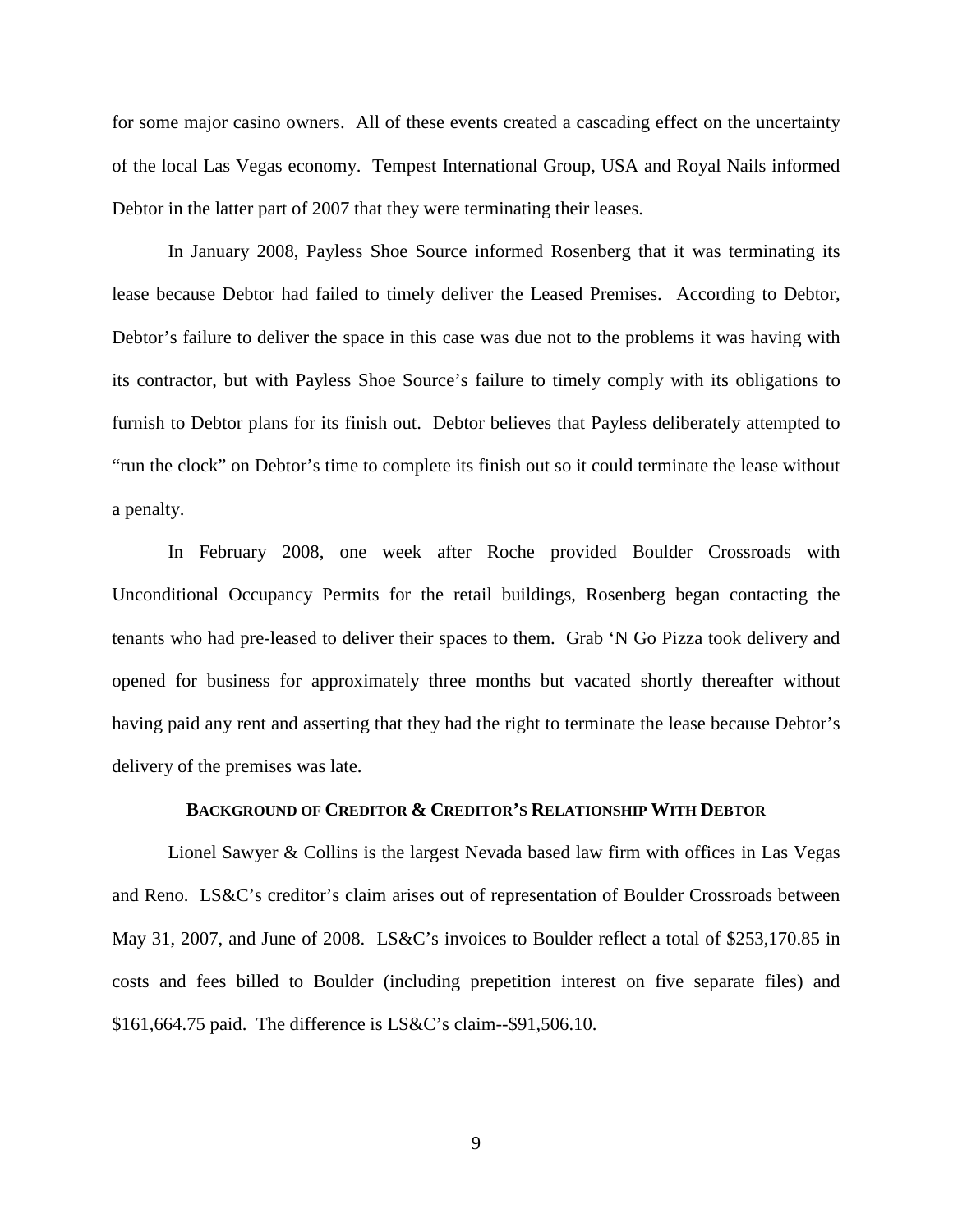for some major casino owners. All of these events created a cascading effect on the uncertainty of the local Las Vegas economy. Tempest International Group, USA and Royal Nails informed Debtor in the latter part of 2007 that they were terminating their leases.

In January 2008, Payless Shoe Source informed Rosenberg that it was terminating its lease because Debtor had failed to timely deliver the Leased Premises. According to Debtor, Debtor's failure to deliver the space in this case was due not to the problems it was having with its contractor, but with Payless Shoe Source's failure to timely comply with its obligations to furnish to Debtor plans for its finish out. Debtor believes that Payless deliberately attempted to "run the clock" on Debtor's time to complete its finish out so it could terminate the lease without a penalty.

In February 2008, one week after Roche provided Boulder Crossroads with Unconditional Occupancy Permits for the retail buildings, Rosenberg began contacting the tenants who had pre-leased to deliver their spaces to them. Grab 'N Go Pizza took delivery and opened for business for approximately three months but vacated shortly thereafter without having paid any rent and asserting that they had the right to terminate the lease because Debtor's delivery of the premises was late.

## BACKGROUND OF CREDITOR & CREDITOR'S RELATIONSHIP WITH DEBTOR

Lionel Sawyer & Collins is the largest Nevada based law firm with offices in Las Vegas and Reno. LS&C's creditor's claim arises out of representation of Boulder Crossroads between May 31, 2007, and June of 2008. LS&C's invoices to Boulder reflect a total of $253,170.85 in costs and fees billed to Boulder (including prepetition interest on five separate files) and $161,664.75 paid. The difference is LS&C's claim--$91,506.10.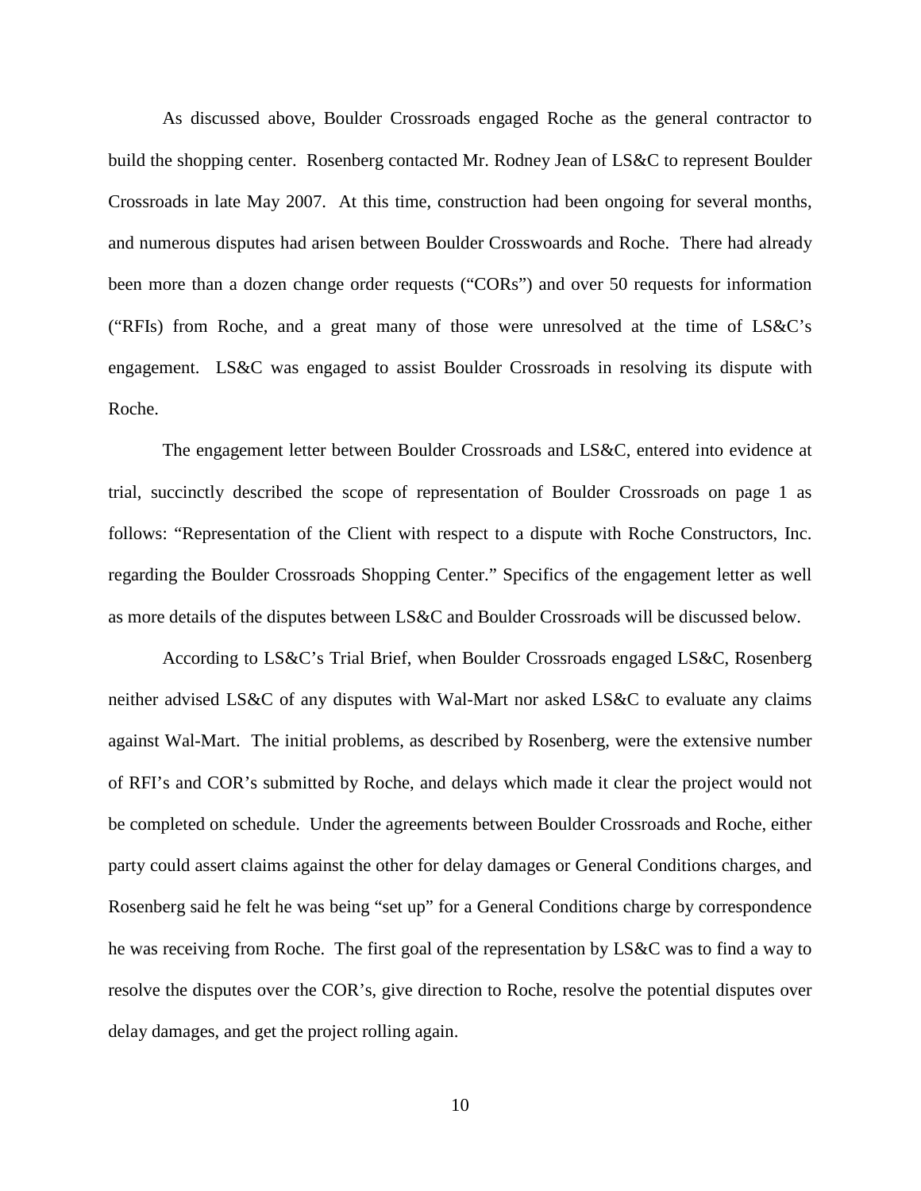As discussed above, Boulder Crossroads engaged Roche as the general contractor to build the shopping center. Rosenberg contacted Mr. Rodney Jean of LS&C to represent Boulder Crossroads in late May 2007. At this time, construction had been ongoing for several months, and numerous disputes had arisen between Boulder Crosswoards and Roche. There had already been more than a dozen change order requests ("CORs") and over 50 requests for information ("RFIs) from Roche, and a great many of those were unresolved at the time of LS&C's engagement. LS&C was engaged to assist Boulder Crossroads in resolving its dispute with Roche.

The engagement letter between Boulder Crossroads and LS&C, entered into evidence at trial, succinctly described the scope of representation of Boulder Crossroads on page 1 as follows: "Representation of the Client with respect to a dispute with Roche Constructors, Inc. regarding the Boulder Crossroads Shopping Center." Specifics of the engagement letter as well as more details of the disputes between LS&C and Boulder Crossroads will be discussed below.

According to LS&C's Trial Brief, when Boulder Crossroads engaged LS&C, Rosenberg neither advised LS&C of any disputes with Wal-Mart nor asked LS&C to evaluate any claims against Wal-Mart. The initial problems, as described by Rosenberg, were the extensive number of RFI's and COR's submitted by Roche, and delays which made it clear the project would not be completed on schedule. Under the agreements between Boulder Crossroads and Roche, either party could assert claims against the other for delay damages or General Conditions charges, and Rosenberg said he felt he was being "set up" for a General Conditions charge by correspondence he was receiving from Roche. The first goal of the representation by LS&C was to find a way to resolve the disputes over the COR's, give direction to Roche, resolve the potential disputes over delay damages, and get the project rolling again.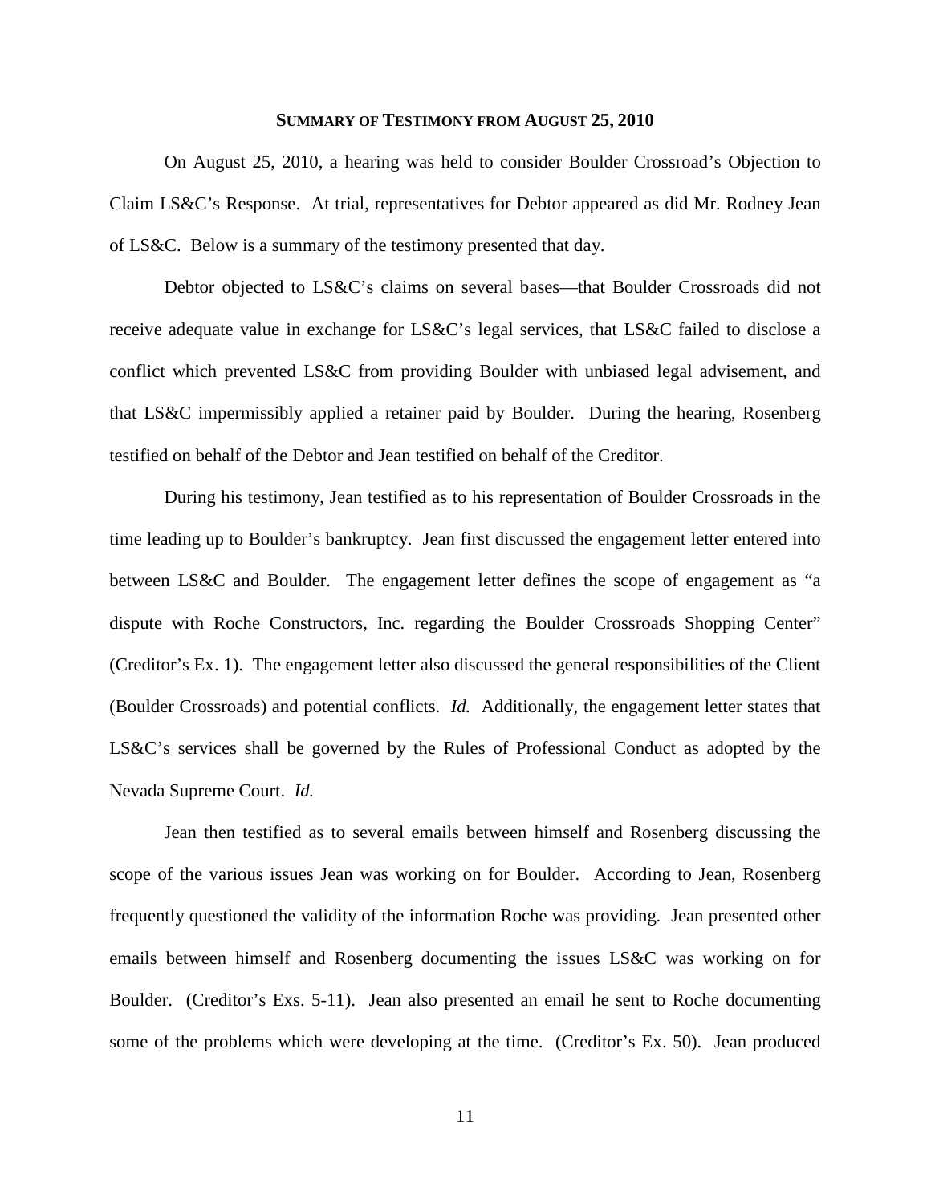## SUMMARY OF TESTIMONY FROM AUGUST 25, 2010

On August 25, 2010, a hearing was held to consider Boulder Crossroad's Objection to Claim LS&C's Response. At trial, representatives for Debtor appeared as did Mr. Rodney Jean of LS&C. Below is a summary of the testimony presented that day.

Debtor objected to LS&C's claims on several bases—that Boulder Crossroads did not receive adequate value in exchange for LS&C's legal services, that LS&C failed to disclose a conflict which prevented LS&C from providing Boulder with unbiased legal advisement, and that LS&C impermissibly applied a retainer paid by Boulder. During the hearing, Rosenberg testified on behalf of the Debtor and Jean testified on behalf of the Creditor.

During his testimony, Jean testified as to his representation of Boulder Crossroads in the time leading up to Boulder's bankruptcy. Jean first discussed the engagement letter entered into between LS&C and Boulder. The engagement letter defines the scope of engagement as "a dispute with Roche Constructors, Inc. regarding the Boulder Crossroads Shopping Center" (Creditor's Ex. 1). The engagement letter also discussed the general responsibilities of the Client (Boulder Crossroads) and potential conflicts. *Id.* Additionally, the engagement letter states that LS&C's services shall be governed by the Rules of Professional Conduct as adopted by the Nevada Supreme Court. *Id.*

Jean then testified as to several emails between himself and Rosenberg discussing the scope of the various issues Jean was working on for Boulder. According to Jean, Rosenberg frequently questioned the validity of the information Roche was providing. Jean presented other emails between himself and Rosenberg documenting the issues LS&C was working on for Boulder. (Creditor's Exs. 5-11). Jean also presented an email he sent to Roche documenting some of the problems which were developing at the time. (Creditor's Ex. 50). Jean produced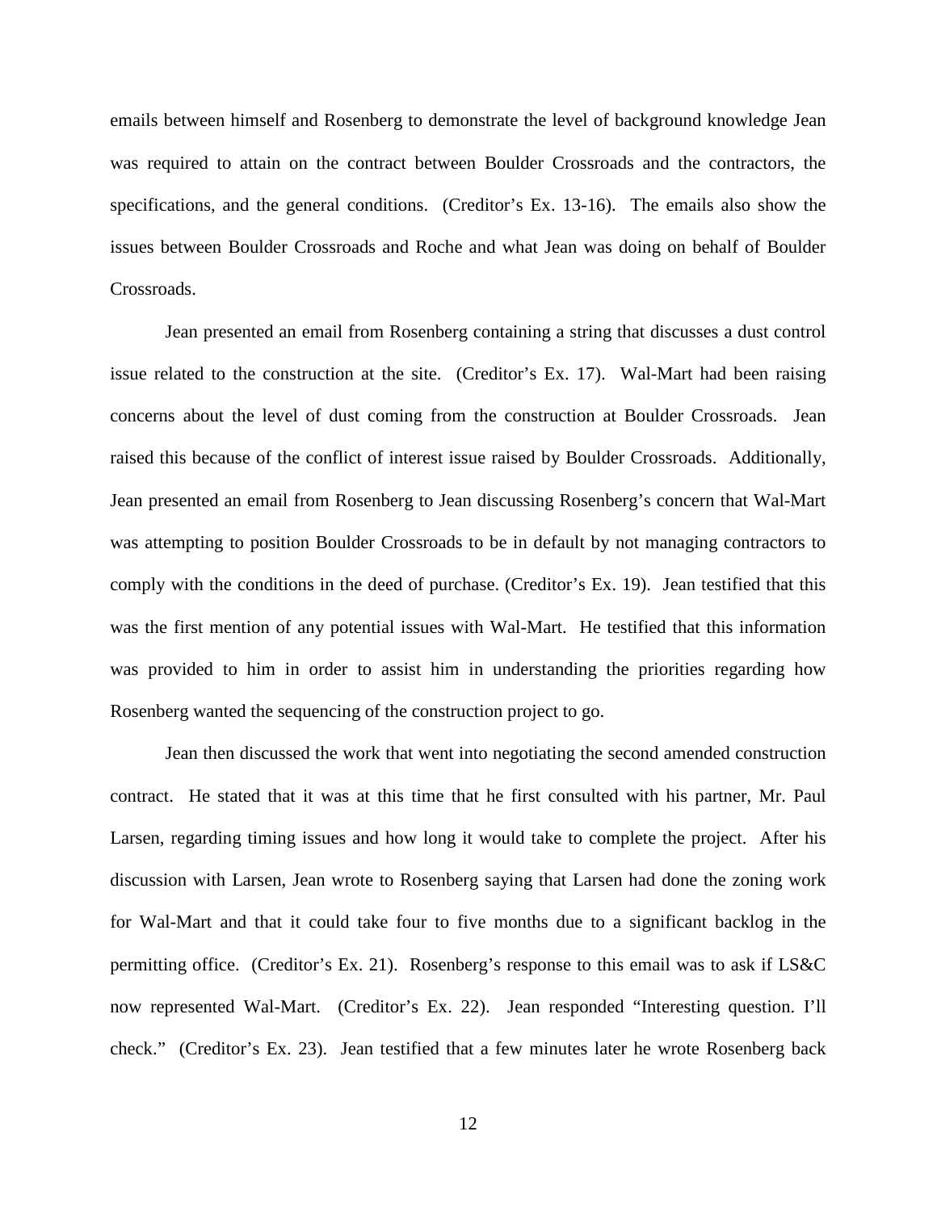emails between himself and Rosenberg to demonstrate the level of background knowledge Jean was required to attain on the contract between Boulder Crossroads and the contractors, the specifications, and the general conditions. (Creditor's Ex. 13-16). The emails also show the issues between Boulder Crossroads and Roche and what Jean was doing on behalf of Boulder Crossroads.

Jean presented an email from Rosenberg containing a string that discusses a dust control issue related to the construction at the site. (Creditor's Ex. 17). Wal-Mart had been raising concerns about the level of dust coming from the construction at Boulder Crossroads. Jean raised this because of the conflict of interest issue raised by Boulder Crossroads. Additionally, Jean presented an email from Rosenberg to Jean discussing Rosenberg's concern that Wal-Mart was attempting to position Boulder Crossroads to be in default by not managing contractors to comply with the conditions in the deed of purchase. (Creditor's Ex. 19). Jean testified that this was the first mention of any potential issues with Wal-Mart. He testified that this information was provided to him in order to assist him in understanding the priorities regarding how Rosenberg wanted the sequencing of the construction project to go.

Jean then discussed the work that went into negotiating the second amended construction contract. He stated that it was at this time that he first consulted with his partner, Mr. Paul Larsen, regarding timing issues and how long it would take to complete the project. After his discussion with Larsen, Jean wrote to Rosenberg saying that Larsen had done the zoning work for Wal-Mart and that it could take four to five months due to a significant backlog in the permitting office. (Creditor's Ex. 21). Rosenberg's response to this email was to ask if LS&C now represented Wal-Mart. (Creditor's Ex. 22). Jean responded "Interesting question. I'll check." (Creditor's Ex. 23). Jean testified that a few minutes later he wrote Rosenberg back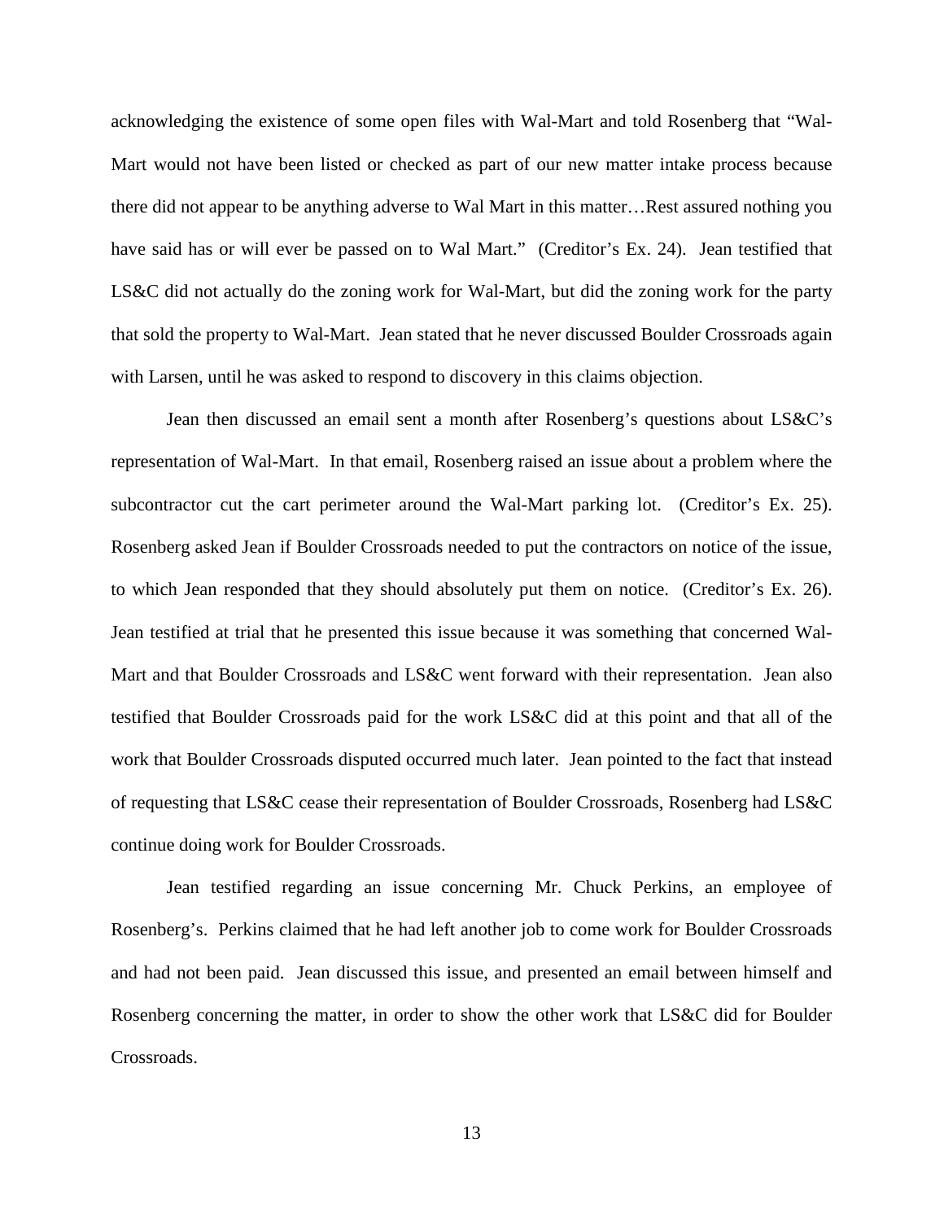acknowledging the existence of some open files with Wal-Mart and told Rosenberg that "Wal-Mart would not have been listed or checked as part of our new matter intake process because there did not appear to be anything adverse to Wal Mart in this matter…Rest assured nothing you have said has or will ever be passed on to Wal Mart." (Creditor's Ex. 24). Jean testified that LS&C did not actually do the zoning work for Wal-Mart, but did the zoning work for the party that sold the property to Wal-Mart. Jean stated that he never discussed Boulder Crossroads again with Larsen, until he was asked to respond to discovery in this claims objection.

Jean then discussed an email sent a month after Rosenberg's questions about LS&C's representation of Wal-Mart. In that email, Rosenberg raised an issue about a problem where the subcontractor cut the cart perimeter around the Wal-Mart parking lot. (Creditor's Ex. 25). Rosenberg asked Jean if Boulder Crossroads needed to put the contractors on notice of the issue, to which Jean responded that they should absolutely put them on notice. (Creditor's Ex. 26). Jean testified at trial that he presented this issue because it was something that concerned Wal-Mart and that Boulder Crossroads and LS&C went forward with their representation. Jean also testified that Boulder Crossroads paid for the work LS&C did at this point and that all of the work that Boulder Crossroads disputed occurred much later. Jean pointed to the fact that instead of requesting that LS&C cease their representation of Boulder Crossroads, Rosenberg had LS&C continue doing work for Boulder Crossroads.

Jean testified regarding an issue concerning Mr. Chuck Perkins, an employee of Rosenberg's. Perkins claimed that he had left another job to come work for Boulder Crossroads and had not been paid. Jean discussed this issue, and presented an email between himself and Rosenberg concerning the matter, in order to show the other work that LS&C did for Boulder Crossroads.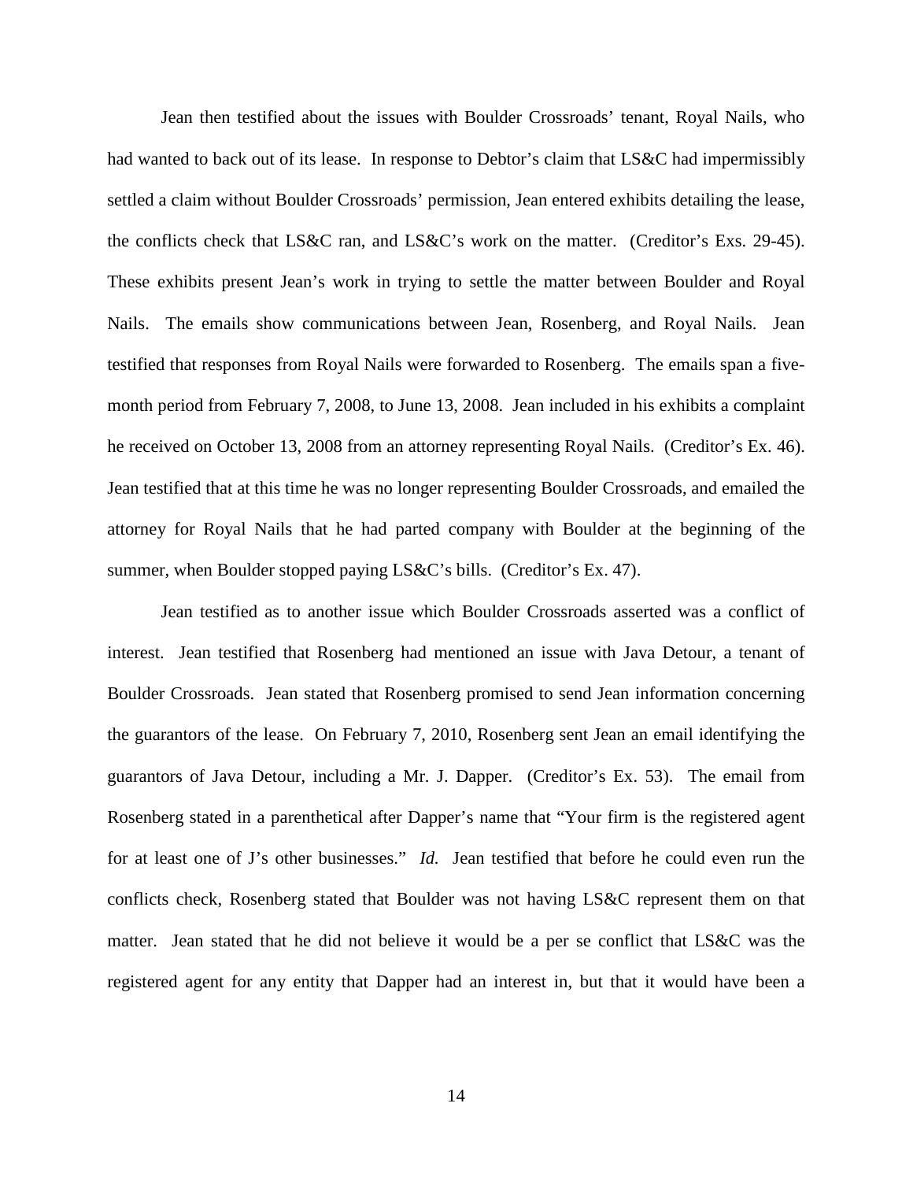Jean then testified about the issues with Boulder Crossroads' tenant, Royal Nails, who had wanted to back out of its lease. In response to Debtor's claim that LS&C had impermissibly settled a claim without Boulder Crossroads' permission, Jean entered exhibits detailing the lease, the conflicts check that LS&C ran, and LS&C's work on the matter. (Creditor's Exs. 29-45). These exhibits present Jean's work in trying to settle the matter between Boulder and Royal Nails. The emails show communications between Jean, Rosenberg, and Royal Nails. Jean testified that responses from Royal Nails were forwarded to Rosenberg. The emails span a five-month period from February 7, 2008, to June 13, 2008. Jean included in his exhibits a complaint he received on October 13, 2008 from an attorney representing Royal Nails. (Creditor's Ex. 46). Jean testified that at this time he was no longer representing Boulder Crossroads, and emailed the attorney for Royal Nails that he had parted company with Boulder at the beginning of the summer, when Boulder stopped paying LS&C's bills. (Creditor's Ex. 47).

Jean testified as to another issue which Boulder Crossroads asserted was a conflict of interest. Jean testified that Rosenberg had mentioned an issue with Java Detour, a tenant of Boulder Crossroads. Jean stated that Rosenberg promised to send Jean information concerning the guarantors of the lease. On February 7, 2010, Rosenberg sent Jean an email identifying the guarantors of Java Detour, including a Mr. J. Dapper. (Creditor's Ex. 53). The email from Rosenberg stated in a parenthetical after Dapper's name that "Your firm is the registered agent for at least one of J's other businesses." *Id.* Jean testified that before he could even run the conflicts check, Rosenberg stated that Boulder was not having LS&C represent them on that matter. Jean stated that he did not believe it would be a per se conflict that LS&C was the registered agent for any entity that Dapper had an interest in, but that it would have been a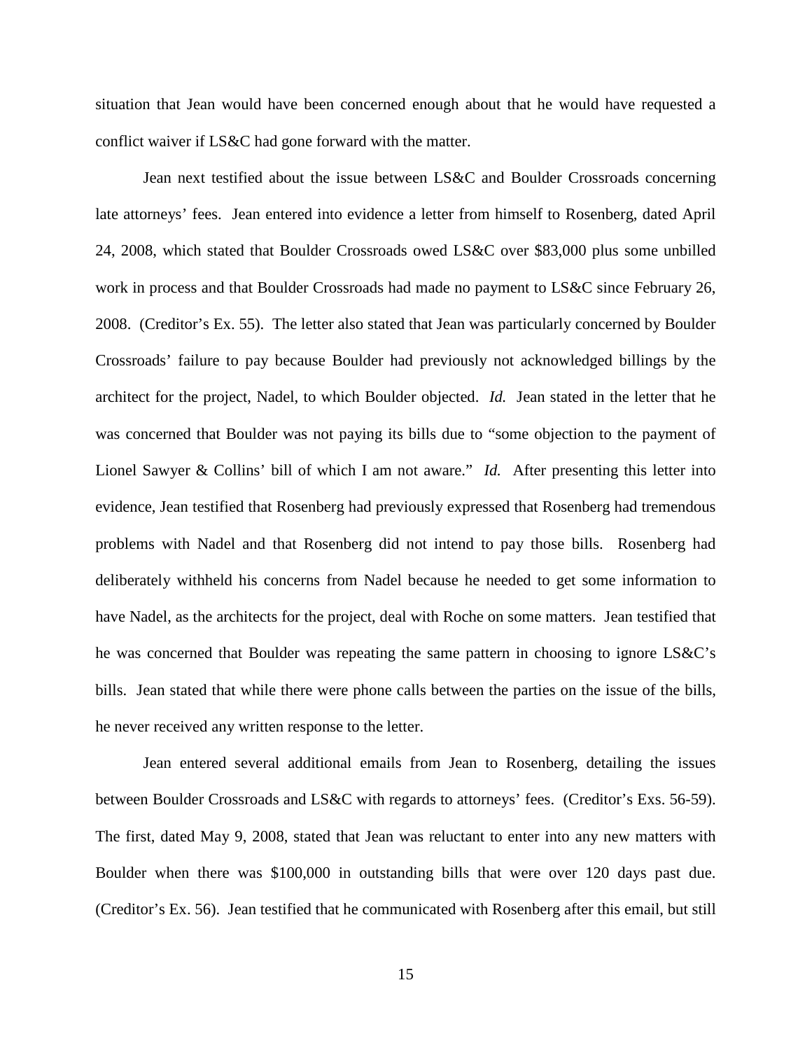situation that Jean would have been concerned enough about that he would have requested a conflict waiver if LS&C had gone forward with the matter.

Jean next testified about the issue between LS&C and Boulder Crossroads concerning late attorneys' fees. Jean entered into evidence a letter from himself to Rosenberg, dated April 24, 2008, which stated that Boulder Crossroads owed LS&C over $83,000 plus some unbilled work in process and that Boulder Crossroads had made no payment to LS&C since February 26, 2008. (Creditor's Ex. 55). The letter also stated that Jean was particularly concerned by Boulder Crossroads' failure to pay because Boulder had previously not acknowledged billings by the architect for the project, Nadel, to which Boulder objected. *Id.* Jean stated in the letter that he was concerned that Boulder was not paying its bills due to "some objection to the payment of Lionel Sawyer & Collins' bill of which I am not aware." *Id.* After presenting this letter into evidence, Jean testified that Rosenberg had previously expressed that Rosenberg had tremendous problems with Nadel and that Rosenberg did not intend to pay those bills. Rosenberg had deliberately withheld his concerns from Nadel because he needed to get some information to have Nadel, as the architects for the project, deal with Roche on some matters. Jean testified that he was concerned that Boulder was repeating the same pattern in choosing to ignore LS&C's bills. Jean stated that while there were phone calls between the parties on the issue of the bills, he never received any written response to the letter.

Jean entered several additional emails from Jean to Rosenberg, detailing the issues between Boulder Crossroads and LS&C with regards to attorneys' fees. (Creditor's Exs. 56-59). The first, dated May 9, 2008, stated that Jean was reluctant to enter into any new matters with Boulder when there was $100,000 in outstanding bills that were over 120 days past due. (Creditor's Ex. 56). Jean testified that he communicated with Rosenberg after this email, but still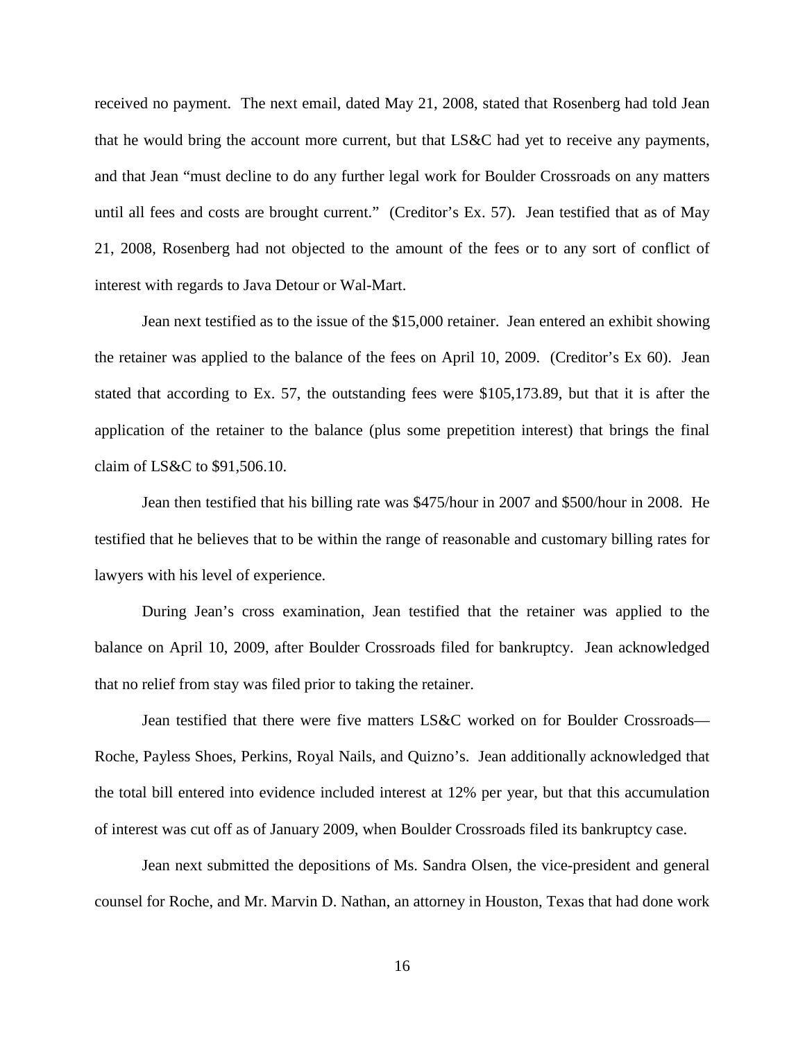received no payment. The next email, dated May 21, 2008, stated that Rosenberg had told Jean that he would bring the account more current, but that LS&C had yet to receive any payments, and that Jean "must decline to do any further legal work for Boulder Crossroads on any matters until all fees and costs are brought current." (Creditor's Ex. 57). Jean testified that as of May 21, 2008, Rosenberg had not objected to the amount of the fees or to any sort of conflict of interest with regards to Java Detour or Wal-Mart.

Jean next testified as to the issue of the $15,000 retainer. Jean entered an exhibit showing the retainer was applied to the balance of the fees on April 10, 2009. (Creditor's Ex 60). Jean stated that according to Ex. 57, the outstanding fees were $105,173.89, but that it is after the application of the retainer to the balance (plus some prepetition interest) that brings the final claim of LS&C to $91,506.10.

Jean then testified that his billing rate was $475/hour in 2007 and $500/hour in 2008. He testified that he believes that to be within the range of reasonable and customary billing rates for lawyers with his level of experience.

During Jean's cross examination, Jean testified that the retainer was applied to the balance on April 10, 2009, after Boulder Crossroads filed for bankruptcy. Jean acknowledged that no relief from stay was filed prior to taking the retainer.

Jean testified that there were five matters LS&C worked on for Boulder Crossroads—Roche, Payless Shoes, Perkins, Royal Nails, and Quizno's. Jean additionally acknowledged that the total bill entered into evidence included interest at 12% per year, but that this accumulation of interest was cut off as of January 2009, when Boulder Crossroads filed its bankruptcy case.

Jean next submitted the depositions of Ms. Sandra Olsen, the vice-president and general counsel for Roche, and Mr. Marvin D. Nathan, an attorney in Houston, Texas that had done work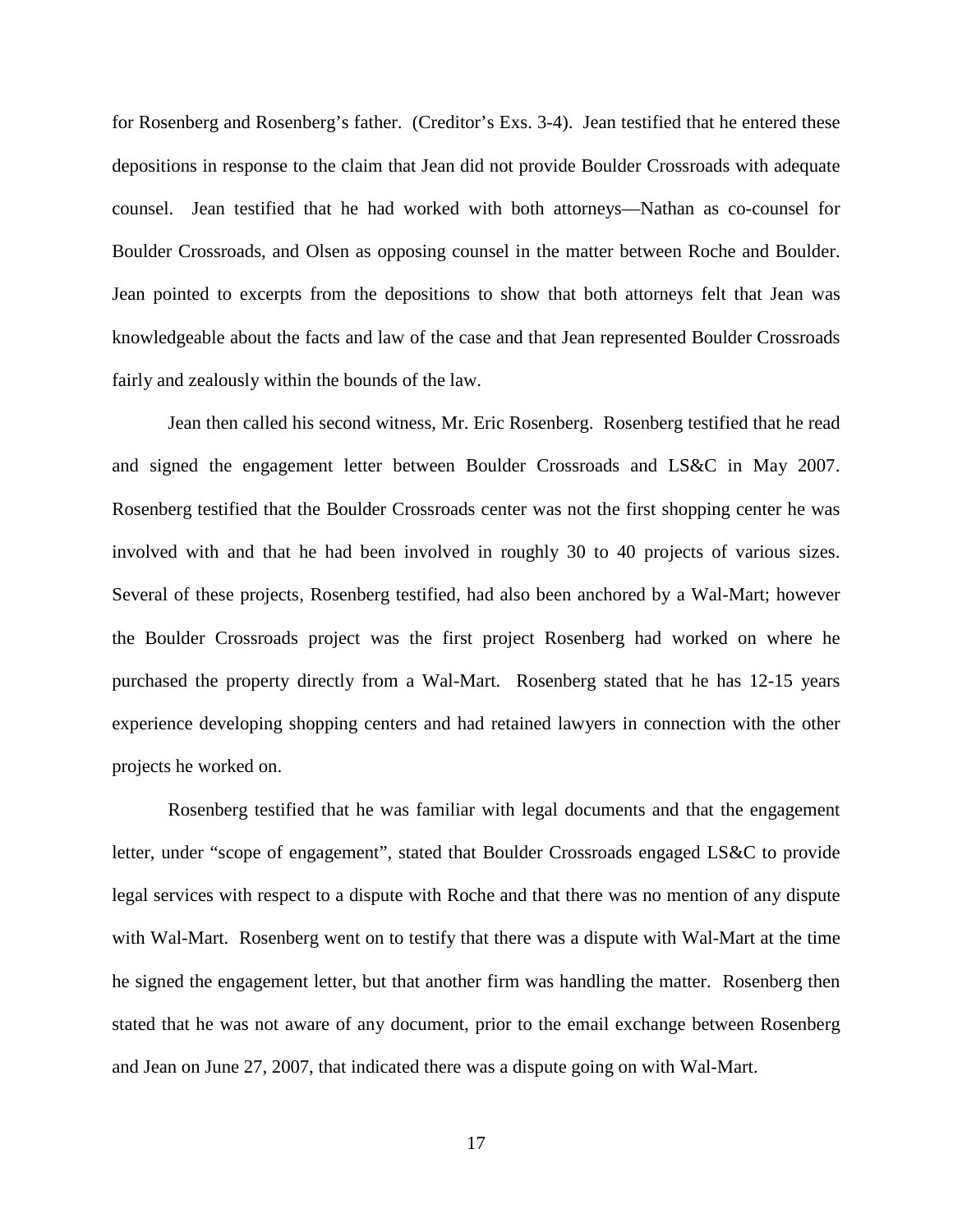for Rosenberg and Rosenberg's father. (Creditor's Exs. 3-4). Jean testified that he entered these depositions in response to the claim that Jean did not provide Boulder Crossroads with adequate counsel. Jean testified that he had worked with both attorneys—Nathan as co-counsel for Boulder Crossroads, and Olsen as opposing counsel in the matter between Roche and Boulder. Jean pointed to excerpts from the depositions to show that both attorneys felt that Jean was knowledgeable about the facts and law of the case and that Jean represented Boulder Crossroads fairly and zealously within the bounds of the law.

Jean then called his second witness, Mr. Eric Rosenberg. Rosenberg testified that he read and signed the engagement letter between Boulder Crossroads and LS&C in May 2007. Rosenberg testified that the Boulder Crossroads center was not the first shopping center he was involved with and that he had been involved in roughly 30 to 40 projects of various sizes. Several of these projects, Rosenberg testified, had also been anchored by a Wal-Mart; however the Boulder Crossroads project was the first project Rosenberg had worked on where he purchased the property directly from a Wal-Mart. Rosenberg stated that he has 12-15 years experience developing shopping centers and had retained lawyers in connection with the other projects he worked on.

Rosenberg testified that he was familiar with legal documents and that the engagement letter, under "scope of engagement", stated that Boulder Crossroads engaged LS&C to provide legal services with respect to a dispute with Roche and that there was no mention of any dispute with Wal-Mart. Rosenberg went on to testify that there was a dispute with Wal-Mart at the time he signed the engagement letter, but that another firm was handling the matter. Rosenberg then stated that he was not aware of any document, prior to the email exchange between Rosenberg and Jean on June 27, 2007, that indicated there was a dispute going on with Wal-Mart.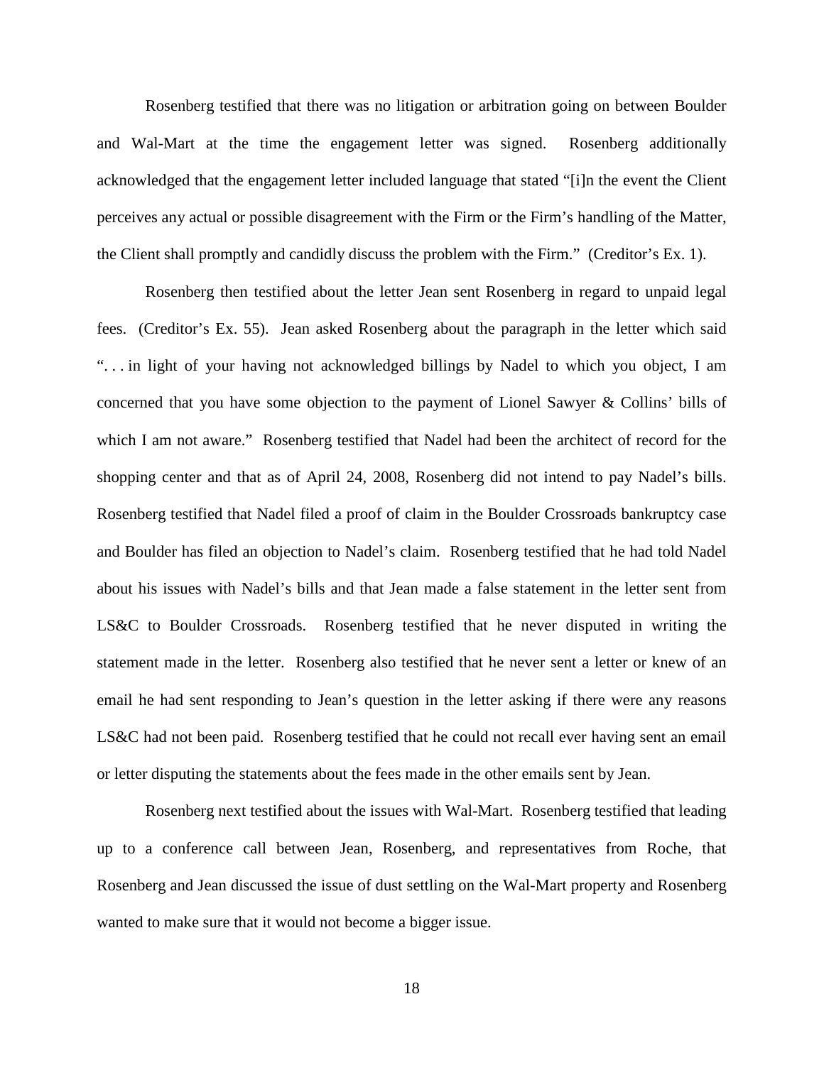Rosenberg testified that there was no litigation or arbitration going on between Boulder and Wal-Mart at the time the engagement letter was signed. Rosenberg additionally acknowledged that the engagement letter included language that stated "[i]n the event the Client perceives any actual or possible disagreement with the Firm or the Firm's handling of the Matter, the Client shall promptly and candidly discuss the problem with the Firm." (Creditor's Ex. 1).

Rosenberg then testified about the letter Jean sent Rosenberg in regard to unpaid legal fees. (Creditor's Ex. 55). Jean asked Rosenberg about the paragraph in the letter which said ". . . in light of your having not acknowledged billings by Nadel to which you object, I am concerned that you have some objection to the payment of Lionel Sawyer & Collins' bills of which I am not aware." Rosenberg testified that Nadel had been the architect of record for the shopping center and that as of April 24, 2008, Rosenberg did not intend to pay Nadel's bills. Rosenberg testified that Nadel filed a proof of claim in the Boulder Crossroads bankruptcy case and Boulder has filed an objection to Nadel's claim. Rosenberg testified that he had told Nadel about his issues with Nadel's bills and that Jean made a false statement in the letter sent from LS&C to Boulder Crossroads. Rosenberg testified that he never disputed in writing the statement made in the letter. Rosenberg also testified that he never sent a letter or knew of an email he had sent responding to Jean's question in the letter asking if there were any reasons LS&C had not been paid. Rosenberg testified that he could not recall ever having sent an email or letter disputing the statements about the fees made in the other emails sent by Jean.

Rosenberg next testified about the issues with Wal-Mart. Rosenberg testified that leading up to a conference call between Jean, Rosenberg, and representatives from Roche, that Rosenberg and Jean discussed the issue of dust settling on the Wal-Mart property and Rosenberg wanted to make sure that it would not become a bigger issue.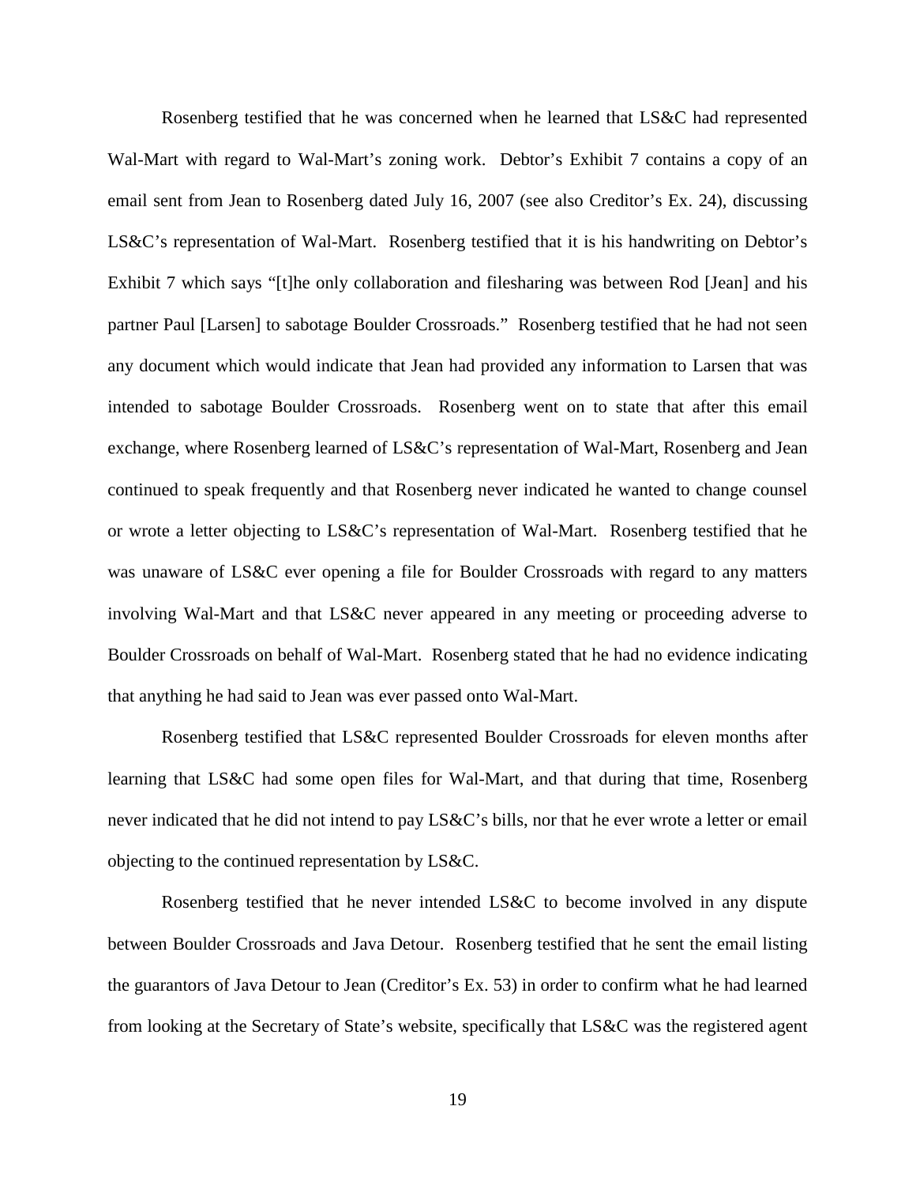Rosenberg testified that he was concerned when he learned that LS&C had represented Wal-Mart with regard to Wal-Mart's zoning work. Debtor's Exhibit 7 contains a copy of an email sent from Jean to Rosenberg dated July 16, 2007 (see also Creditor's Ex. 24), discussing LS&C's representation of Wal-Mart. Rosenberg testified that it is his handwriting on Debtor's Exhibit 7 which says "[t]he only collaboration and filesharing was between Rod [Jean] and his partner Paul [Larsen] to sabotage Boulder Crossroads." Rosenberg testified that he had not seen any document which would indicate that Jean had provided any information to Larsen that was intended to sabotage Boulder Crossroads. Rosenberg went on to state that after this email exchange, where Rosenberg learned of LS&C's representation of Wal-Mart, Rosenberg and Jean continued to speak frequently and that Rosenberg never indicated he wanted to change counsel or wrote a letter objecting to LS&C's representation of Wal-Mart. Rosenberg testified that he was unaware of LS&C ever opening a file for Boulder Crossroads with regard to any matters involving Wal-Mart and that LS&C never appeared in any meeting or proceeding adverse to Boulder Crossroads on behalf of Wal-Mart. Rosenberg stated that he had no evidence indicating that anything he had said to Jean was ever passed onto Wal-Mart.

Rosenberg testified that LS&C represented Boulder Crossroads for eleven months after learning that LS&C had some open files for Wal-Mart, and that during that time, Rosenberg never indicated that he did not intend to pay LS&C's bills, nor that he ever wrote a letter or email objecting to the continued representation by LS&C.

Rosenberg testified that he never intended LS&C to become involved in any dispute between Boulder Crossroads and Java Detour. Rosenberg testified that he sent the email listing the guarantors of Java Detour to Jean (Creditor's Ex. 53) in order to confirm what he had learned from looking at the Secretary of State's website, specifically that LS&C was the registered agent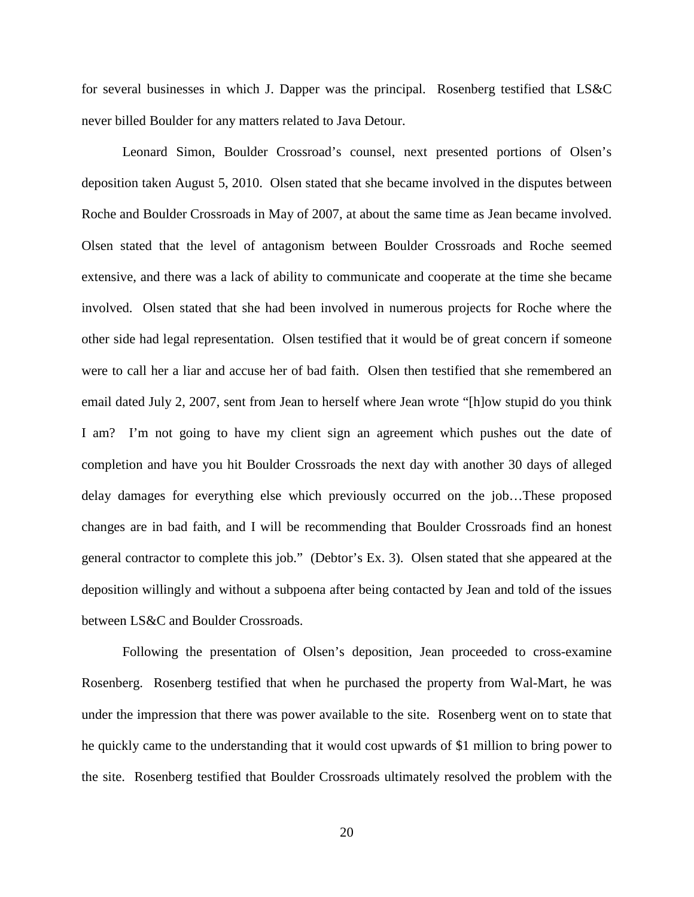for several businesses in which J. Dapper was the principal. Rosenberg testified that LS&C never billed Boulder for any matters related to Java Detour.

Leonard Simon, Boulder Crossroad's counsel, next presented portions of Olsen's deposition taken August 5, 2010. Olsen stated that she became involved in the disputes between Roche and Boulder Crossroads in May of 2007, at about the same time as Jean became involved. Olsen stated that the level of antagonism between Boulder Crossroads and Roche seemed extensive, and there was a lack of ability to communicate and cooperate at the time she became involved. Olsen stated that she had been involved in numerous projects for Roche where the other side had legal representation. Olsen testified that it would be of great concern if someone were to call her a liar and accuse her of bad faith. Olsen then testified that she remembered an email dated July 2, 2007, sent from Jean to herself where Jean wrote "[h]ow stupid do you think I am? I'm not going to have my client sign an agreement which pushes out the date of completion and have you hit Boulder Crossroads the next day with another 30 days of alleged delay damages for everything else which previously occurred on the job…These proposed changes are in bad faith, and I will be recommending that Boulder Crossroads find an honest general contractor to complete this job." (Debtor's Ex. 3). Olsen stated that she appeared at the deposition willingly and without a subpoena after being contacted by Jean and told of the issues between LS&C and Boulder Crossroads.

Following the presentation of Olsen's deposition, Jean proceeded to cross-examine Rosenberg. Rosenberg testified that when he purchased the property from Wal-Mart, he was under the impression that there was power available to the site. Rosenberg went on to state that he quickly came to the understanding that it would cost upwards of $1 million to bring power to the site. Rosenberg testified that Boulder Crossroads ultimately resolved the problem with the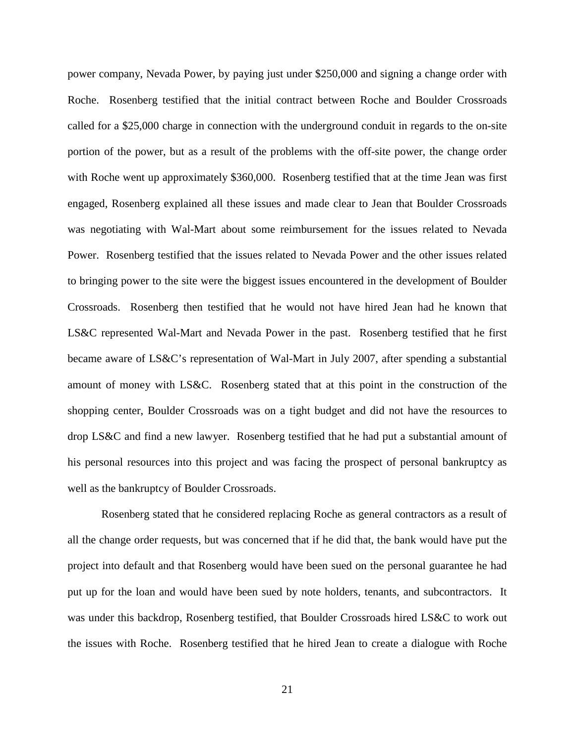power company, Nevada Power, by paying just under $250,000 and signing a change order with Roche. Rosenberg testified that the initial contract between Roche and Boulder Crossroads called for a $25,000 charge in connection with the underground conduit in regards to the on-site portion of the power, but as a result of the problems with the off-site power, the change order with Roche went up approximately $360,000. Rosenberg testified that at the time Jean was first engaged, Rosenberg explained all these issues and made clear to Jean that Boulder Crossroads was negotiating with Wal-Mart about some reimbursement for the issues related to Nevada Power. Rosenberg testified that the issues related to Nevada Power and the other issues related to bringing power to the site were the biggest issues encountered in the development of Boulder Crossroads. Rosenberg then testified that he would not have hired Jean had he known that LS&C represented Wal-Mart and Nevada Power in the past. Rosenberg testified that he first became aware of LS&C's representation of Wal-Mart in July 2007, after spending a substantial amount of money with LS&C. Rosenberg stated that at this point in the construction of the shopping center, Boulder Crossroads was on a tight budget and did not have the resources to drop LS&C and find a new lawyer. Rosenberg testified that he had put a substantial amount of his personal resources into this project and was facing the prospect of personal bankruptcy as well as the bankruptcy of Boulder Crossroads.

Rosenberg stated that he considered replacing Roche as general contractors as a result of all the change order requests, but was concerned that if he did that, the bank would have put the project into default and that Rosenberg would have been sued on the personal guarantee he had put up for the loan and would have been sued by note holders, tenants, and subcontractors. It was under this backdrop, Rosenberg testified, that Boulder Crossroads hired LS&C to work out the issues with Roche. Rosenberg testified that he hired Jean to create a dialogue with Roche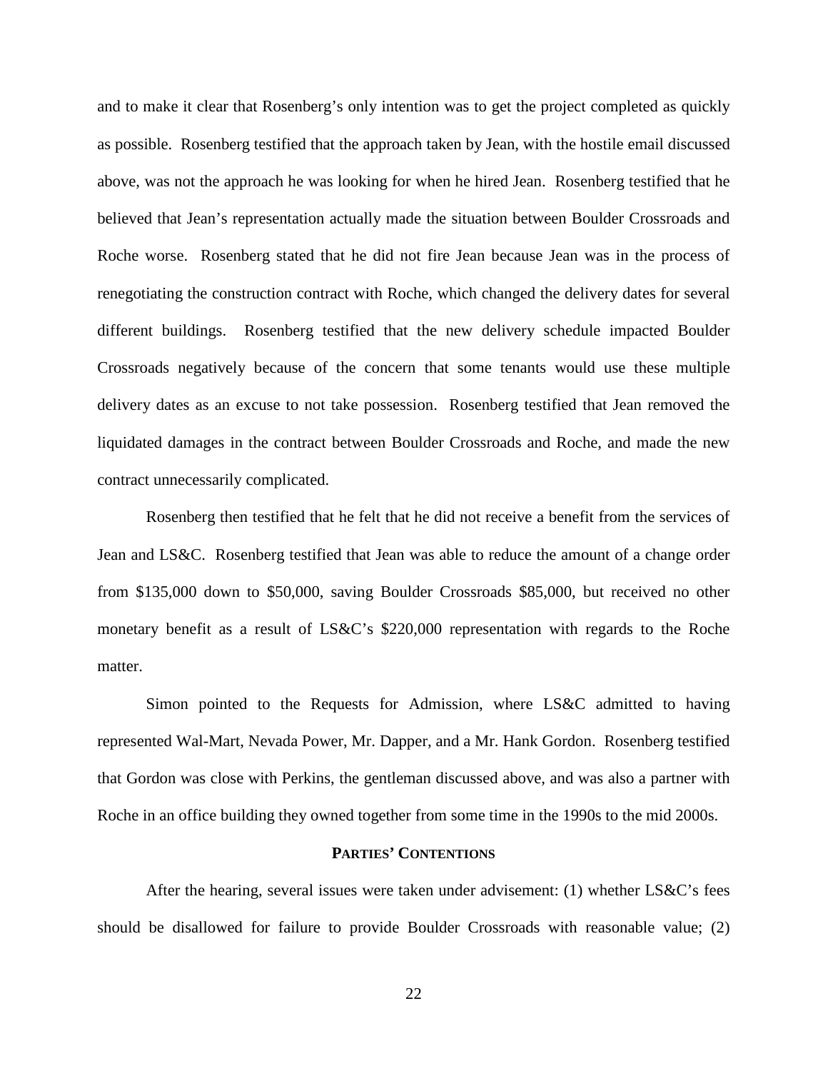and to make it clear that Rosenberg's only intention was to get the project completed as quickly as possible. Rosenberg testified that the approach taken by Jean, with the hostile email discussed above, was not the approach he was looking for when he hired Jean. Rosenberg testified that he believed that Jean's representation actually made the situation between Boulder Crossroads and Roche worse. Rosenberg stated that he did not fire Jean because Jean was in the process of renegotiating the construction contract with Roche, which changed the delivery dates for several different buildings. Rosenberg testified that the new delivery schedule impacted Boulder Crossroads negatively because of the concern that some tenants would use these multiple delivery dates as an excuse to not take possession. Rosenberg testified that Jean removed the liquidated damages in the contract between Boulder Crossroads and Roche, and made the new contract unnecessarily complicated.

Rosenberg then testified that he felt that he did not receive a benefit from the services of Jean and LS&C. Rosenberg testified that Jean was able to reduce the amount of a change order from $135,000 down to $50,000, saving Boulder Crossroads $85,000, but received no other monetary benefit as a result of LS&C's $220,000 representation with regards to the Roche matter.

Simon pointed to the Requests for Admission, where LS&C admitted to having represented Wal-Mart, Nevada Power, Mr. Dapper, and a Mr. Hank Gordon. Rosenberg testified that Gordon was close with Perkins, the gentleman discussed above, and was also a partner with Roche in an office building they owned together from some time in the 1990s to the mid 2000s.

## PARTIES' CONTENTIONS

After the hearing, several issues were taken under advisement: (1) whether LS&C's fees should be disallowed for failure to provide Boulder Crossroads with reasonable value; (2)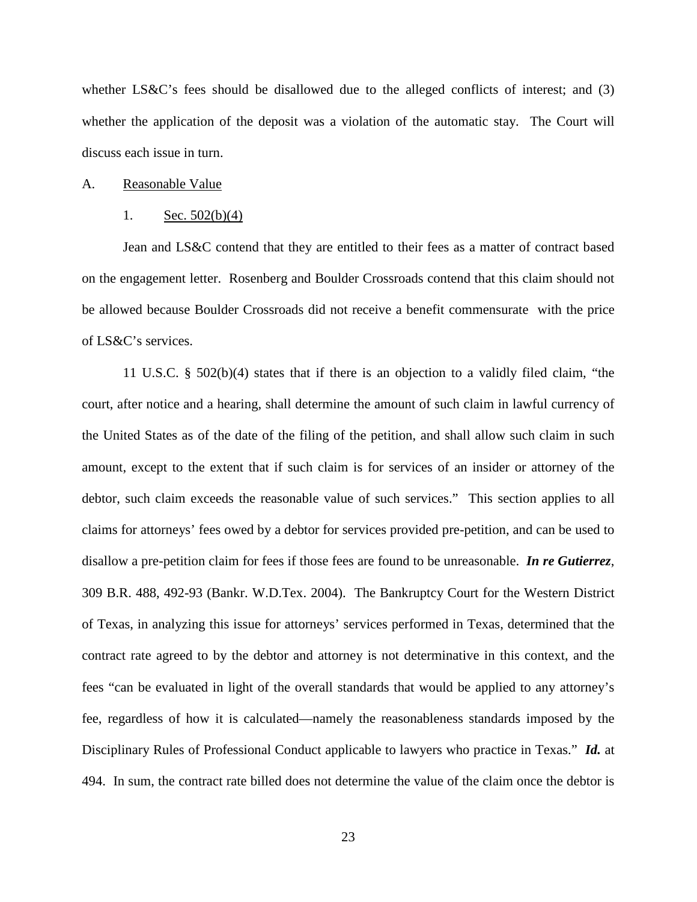whether LS&C's fees should be disallowed due to the alleged conflicts of interest; and (3) whether the application of the deposit was a violation of the automatic stay. The Court will discuss each issue in turn.

A. Reasonable Value

1. Sec. 502(b)(4)

Jean and LS&C contend that they are entitled to their fees as a matter of contract based on the engagement letter. Rosenberg and Boulder Crossroads contend that this claim should not be allowed because Boulder Crossroads did not receive a benefit commensurate with the price of LS&C's services.

11 U.S.C. § 502(b)(4) states that if there is an objection to a validly filed claim, "the court, after notice and a hearing, shall determine the amount of such claim in lawful currency of the United States as of the date of the filing of the petition, and shall allow such claim in such amount, except to the extent that if such claim is for services of an insider or attorney of the debtor, such claim exceeds the reasonable value of such services." This section applies to all claims for attorneys' fees owed by a debtor for services provided pre-petition, and can be used to disallow a pre-petition claim for fees if those fees are found to be unreasonable. ***In re Gutierrez***, 309 B.R. 488, 492-93 (Bankr. W.D.Tex. 2004). The Bankruptcy Court for the Western District of Texas, in analyzing this issue for attorneys' services performed in Texas, determined that the contract rate agreed to by the debtor and attorney is not determinative in this context, and the fees "can be evaluated in light of the overall standards that would be applied to any attorney's fee, regardless of how it is calculated—namely the reasonableness standards imposed by the Disciplinary Rules of Professional Conduct applicable to lawyers who practice in Texas." ***Id.*** at 494. In sum, the contract rate billed does not determine the value of the claim once the debtor is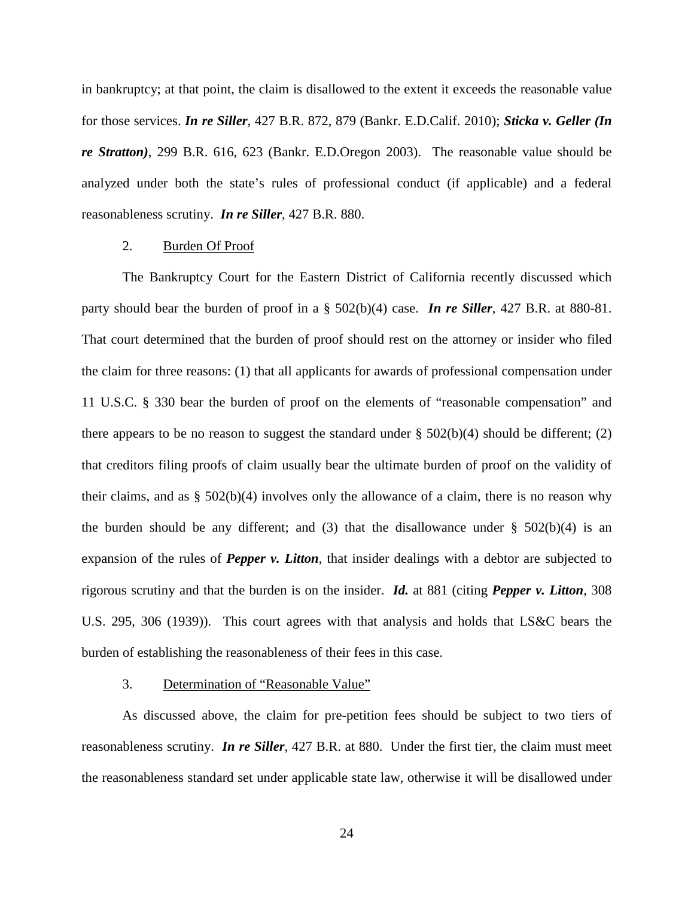in bankruptcy; at that point, the claim is disallowed to the extent it exceeds the reasonable value for those services. ***In re Siller***, 427 B.R. 872, 879 (Bankr. E.D.Calif. 2010); ***Sticka v. Geller (In re Stratton)***, 299 B.R. 616, 623 (Bankr. E.D.Oregon 2003). The reasonable value should be analyzed under both the state's rules of professional conduct (if applicable) and a federal reasonableness scrutiny. ***In re Siller***, 427 B.R. 880.

2. Burden Of Proof

The Bankruptcy Court for the Eastern District of California recently discussed which party should bear the burden of proof in a § 502(b)(4) case. ***In re Siller***, 427 B.R. at 880-81. That court determined that the burden of proof should rest on the attorney or insider who filed the claim for three reasons: (1) that all applicants for awards of professional compensation under 11 U.S.C. § 330 bear the burden of proof on the elements of "reasonable compensation" and there appears to be no reason to suggest the standard under § 502(b)(4) should be different; (2) that creditors filing proofs of claim usually bear the ultimate burden of proof on the validity of their claims, and as § 502(b)(4) involves only the allowance of a claim, there is no reason why the burden should be any different; and (3) that the disallowance under § 502(b)(4) is an expansion of the rules of ***Pepper v. Litton***, that insider dealings with a debtor are subjected to rigorous scrutiny and that the burden is on the insider. ***Id.*** at 881 (citing ***Pepper v. Litton***, 308 U.S. 295, 306 (1939)). This court agrees with that analysis and holds that LS&C bears the burden of establishing the reasonableness of their fees in this case.

3. Determination of "Reasonable Value"

As discussed above, the claim for pre-petition fees should be subject to two tiers of reasonableness scrutiny. ***In re Siller***, 427 B.R. at 880. Under the first tier, the claim must meet the reasonableness standard set under applicable state law, otherwise it will be disallowed under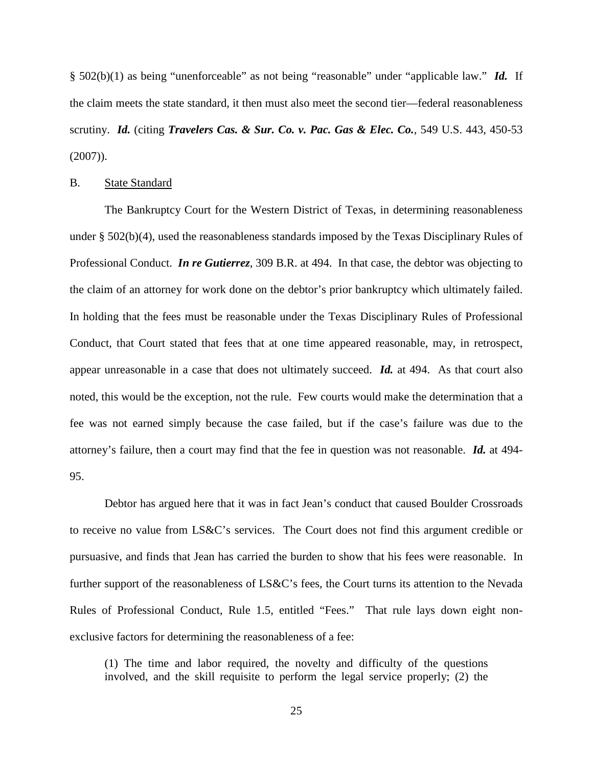§ 502(b)(1) as being "unenforceable" as not being "reasonable" under "applicable law." ***Id.*** If the claim meets the state standard, it then must also meet the second tier—federal reasonableness scrutiny. ***Id.*** (citing ***Travelers Cas. & Sur. Co. v. Pac. Gas & Elec. Co.***, 549 U.S. 443, 450-53 (2007)).

B. State Standard

The Bankruptcy Court for the Western District of Texas, in determining reasonableness under § 502(b)(4), used the reasonableness standards imposed by the Texas Disciplinary Rules of Professional Conduct. ***In re Gutierrez***, 309 B.R. at 494. In that case, the debtor was objecting to the claim of an attorney for work done on the debtor's prior bankruptcy which ultimately failed. In holding that the fees must be reasonable under the Texas Disciplinary Rules of Professional Conduct, that Court stated that fees that at one time appeared reasonable, may, in retrospect, appear unreasonable in a case that does not ultimately succeed. ***Id.*** at 494. As that court also noted, this would be the exception, not the rule. Few courts would make the determination that a fee was not earned simply because the case failed, but if the case's failure was due to the attorney's failure, then a court may find that the fee in question was not reasonable. ***Id.*** at 494-95.

Debtor has argued here that it was in fact Jean's conduct that caused Boulder Crossroads to receive no value from LS&C's services. The Court does not find this argument credible or pursuasive, and finds that Jean has carried the burden to show that his fees were reasonable. In further support of the reasonableness of LS&C's fees, the Court turns its attention to the Nevada Rules of Professional Conduct, Rule 1.5, entitled "Fees." That rule lays down eight non-exclusive factors for determining the reasonableness of a fee:

> (1) The time and labor required, the novelty and difficulty of the questions involved, and the skill requisite to perform the legal service properly; (2) the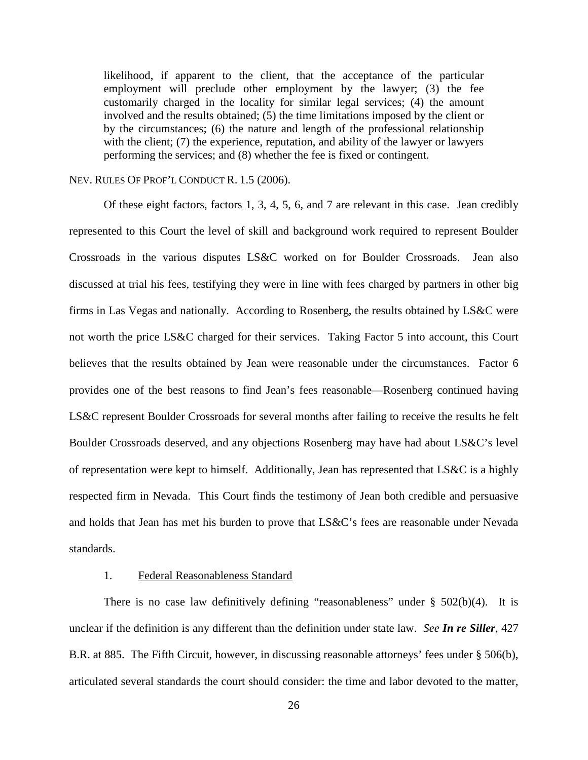> likelihood, if apparent to the client, that the acceptance of the particular employment will preclude other employment by the lawyer; (3) the fee customarily charged in the locality for similar legal services; (4) the amount involved and the results obtained; (5) the time limitations imposed by the client or by the circumstances; (6) the nature and length of the professional relationship with the client; (7) the experience, reputation, and ability of the lawyer or lawyers performing the services; and (8) whether the fee is fixed or contingent.

NEV. RULES OF PROF'L CONDUCT R. 1.5 (2006).

Of these eight factors, factors 1, 3, 4, 5, 6, and 7 are relevant in this case. Jean credibly represented to this Court the level of skill and background work required to represent Boulder Crossroads in the various disputes LS&C worked on for Boulder Crossroads. Jean also discussed at trial his fees, testifying they were in line with fees charged by partners in other big firms in Las Vegas and nationally. According to Rosenberg, the results obtained by LS&C were not worth the price LS&C charged for their services. Taking Factor 5 into account, this Court believes that the results obtained by Jean were reasonable under the circumstances. Factor 6 provides one of the best reasons to find Jean's fees reasonable—Rosenberg continued having LS&C represent Boulder Crossroads for several months after failing to receive the results he felt Boulder Crossroads deserved, and any objections Rosenberg may have had about LS&C's level of representation were kept to himself. Additionally, Jean has represented that LS&C is a highly respected firm in Nevada. This Court finds the testimony of Jean both credible and persuasive and holds that Jean has met his burden to prove that LS&C's fees are reasonable under Nevada standards.

1. Federal Reasonableness Standard

There is no case law definitively defining "reasonableness" under § 502(b)(4). It is unclear if the definition is any different than the definition under state law. *See **In re Siller***, 427 B.R. at 885. The Fifth Circuit, however, in discussing reasonable attorneys' fees under § 506(b), articulated several standards the court should consider: the time and labor devoted to the matter,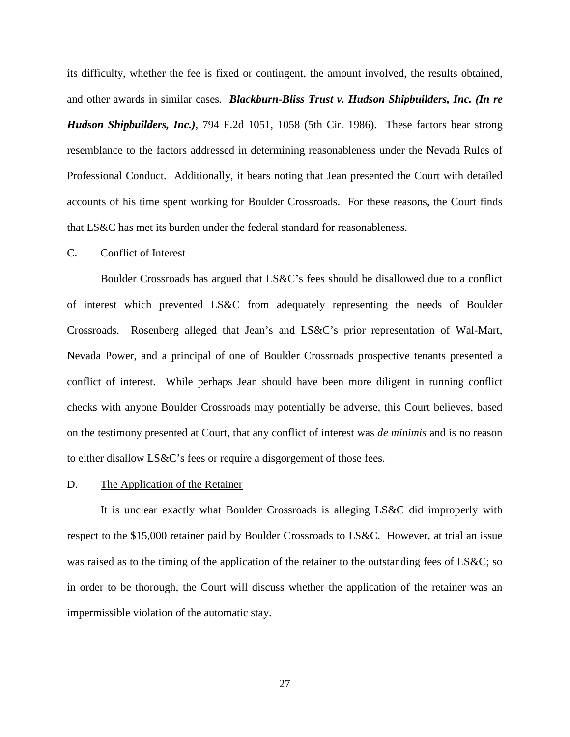its difficulty, whether the fee is fixed or contingent, the amount involved, the results obtained, and other awards in similar cases. ***Blackburn-Bliss Trust v. Hudson Shipbuilders, Inc. (In re Hudson Shipbuilders, Inc.)***, 794 F.2d 1051, 1058 (5th Cir. 1986). These factors bear strong resemblance to the factors addressed in determining reasonableness under the Nevada Rules of Professional Conduct. Additionally, it bears noting that Jean presented the Court with detailed accounts of his time spent working for Boulder Crossroads. For these reasons, the Court finds that LS&C has met its burden under the federal standard for reasonableness.

C. Conflict of Interest

Boulder Crossroads has argued that LS&C's fees should be disallowed due to a conflict of interest which prevented LS&C from adequately representing the needs of Boulder Crossroads. Rosenberg alleged that Jean's and LS&C's prior representation of Wal-Mart, Nevada Power, and a principal of one of Boulder Crossroads prospective tenants presented a conflict of interest. While perhaps Jean should have been more diligent in running conflict checks with anyone Boulder Crossroads may potentially be adverse, this Court believes, based on the testimony presented at Court, that any conflict of interest was *de minimis* and is no reason to either disallow LS&C's fees or require a disgorgement of those fees.

D. The Application of the Retainer

It is unclear exactly what Boulder Crossroads is alleging LS&C did improperly with respect to the $15,000 retainer paid by Boulder Crossroads to LS&C. However, at trial an issue was raised as to the timing of the application of the retainer to the outstanding fees of LS&C; so in order to be thorough, the Court will discuss whether the application of the retainer was an impermissible violation of the automatic stay.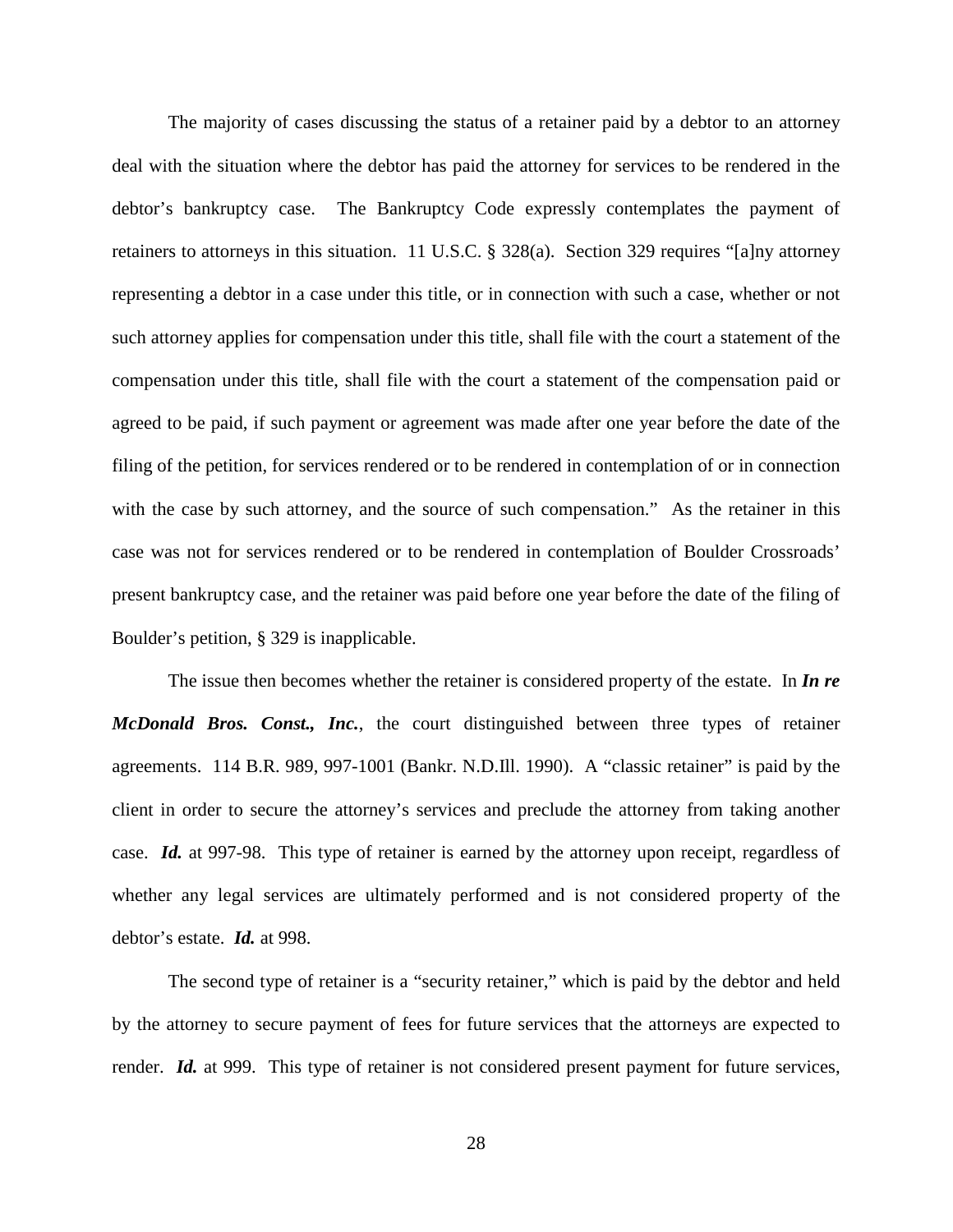The majority of cases discussing the status of a retainer paid by a debtor to an attorney deal with the situation where the debtor has paid the attorney for services to be rendered in the debtor's bankruptcy case. The Bankruptcy Code expressly contemplates the payment of retainers to attorneys in this situation. 11 U.S.C. § 328(a). Section 329 requires "[a]ny attorney representing a debtor in a case under this title, or in connection with such a case, whether or not such attorney applies for compensation under this title, shall file with the court a statement of the compensation under this title, shall file with the court a statement of the compensation paid or agreed to be paid, if such payment or agreement was made after one year before the date of the filing of the petition, for services rendered or to be rendered in contemplation of or in connection with the case by such attorney, and the source of such compensation." As the retainer in this case was not for services rendered or to be rendered in contemplation of Boulder Crossroads' present bankruptcy case, and the retainer was paid before one year before the date of the filing of Boulder's petition, § 329 is inapplicable.

The issue then becomes whether the retainer is considered property of the estate. In ***In re McDonald Bros. Const., Inc.***, the court distinguished between three types of retainer agreements. 114 B.R. 989, 997-1001 (Bankr. N.D.Ill. 1990). A "classic retainer" is paid by the client in order to secure the attorney's services and preclude the attorney from taking another case. ***Id.*** at 997-98. This type of retainer is earned by the attorney upon receipt, regardless of whether any legal services are ultimately performed and is not considered property of the debtor's estate. ***Id.*** at 998.

The second type of retainer is a "security retainer," which is paid by the debtor and held by the attorney to secure payment of fees for future services that the attorneys are expected to render. ***Id.*** at 999. This type of retainer is not considered present payment for future services,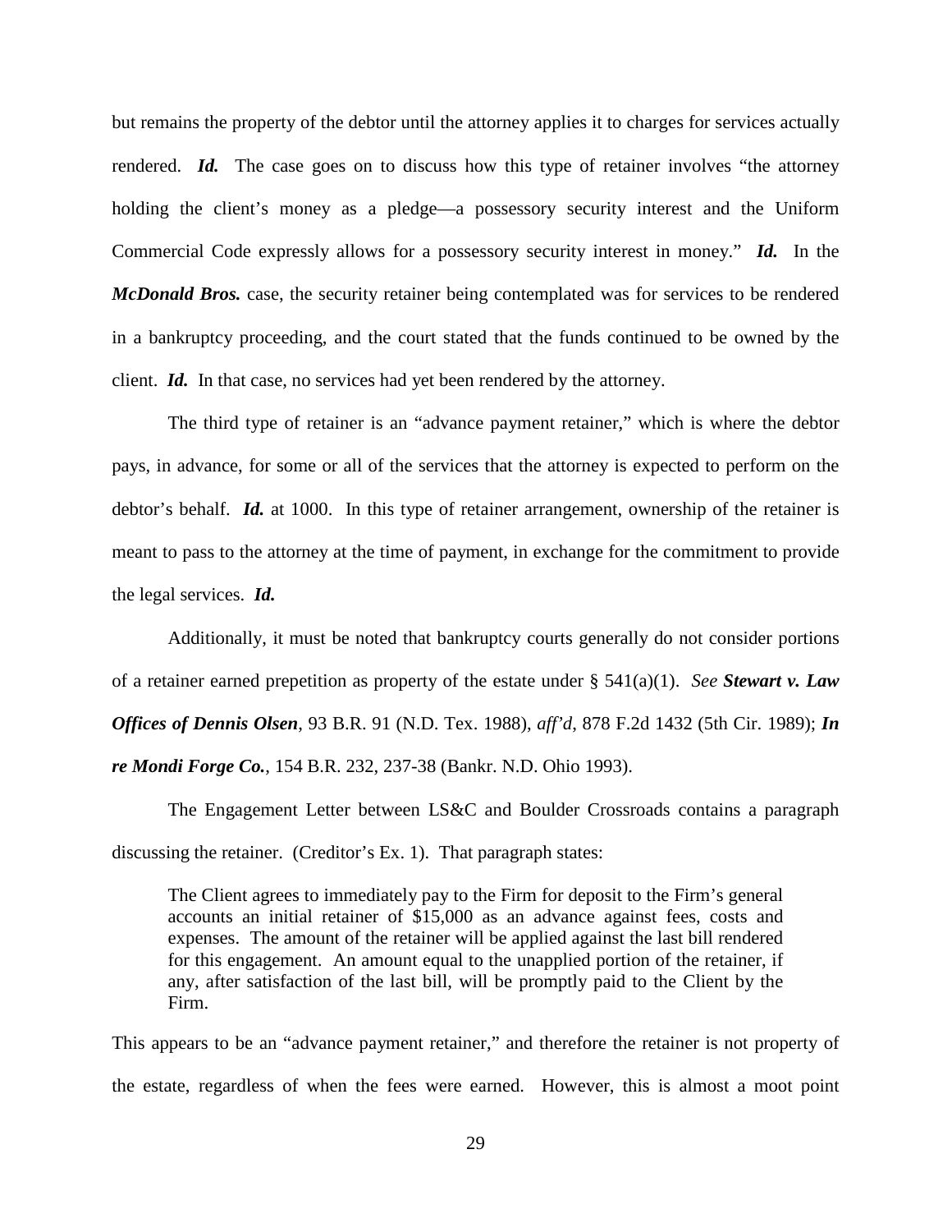but remains the property of the debtor until the attorney applies it to charges for services actually rendered. ***Id.*** The case goes on to discuss how this type of retainer involves "the attorney holding the client's money as a pledge—a possessory security interest and the Uniform Commercial Code expressly allows for a possessory security interest in money." ***Id.*** In the ***McDonald Bros.*** case, the security retainer being contemplated was for services to be rendered in a bankruptcy proceeding, and the court stated that the funds continued to be owned by the client. ***Id.*** In that case, no services had yet been rendered by the attorney.

The third type of retainer is an "advance payment retainer," which is where the debtor pays, in advance, for some or all of the services that the attorney is expected to perform on the debtor's behalf. ***Id.*** at 1000. In this type of retainer arrangement, ownership of the retainer is meant to pass to the attorney at the time of payment, in exchange for the commitment to provide the legal services. ***Id.***

Additionally, it must be noted that bankruptcy courts generally do not consider portions of a retainer earned prepetition as property of the estate under § 541(a)(1). *See* ***Stewart v. Law Offices of Dennis Olsen***, 93 B.R. 91 (N.D. Tex. 1988), *aff'd*, 878 F.2d 1432 (5th Cir. 1989); ***In re Mondi Forge Co.***, 154 B.R. 232, 237-38 (Bankr. N.D. Ohio 1993).

The Engagement Letter between LS&C and Boulder Crossroads contains a paragraph discussing the retainer. (Creditor's Ex. 1). That paragraph states:

> The Client agrees to immediately pay to the Firm for deposit to the Firm's general accounts an initial retainer of $15,000 as an advance against fees, costs and expenses. The amount of the retainer will be applied against the last bill rendered for this engagement. An amount equal to the unapplied portion of the retainer, if any, after satisfaction of the last bill, will be promptly paid to the Client by the Firm.

This appears to be an "advance payment retainer," and therefore the retainer is not property of the estate, regardless of when the fees were earned. However, this is almost a moot point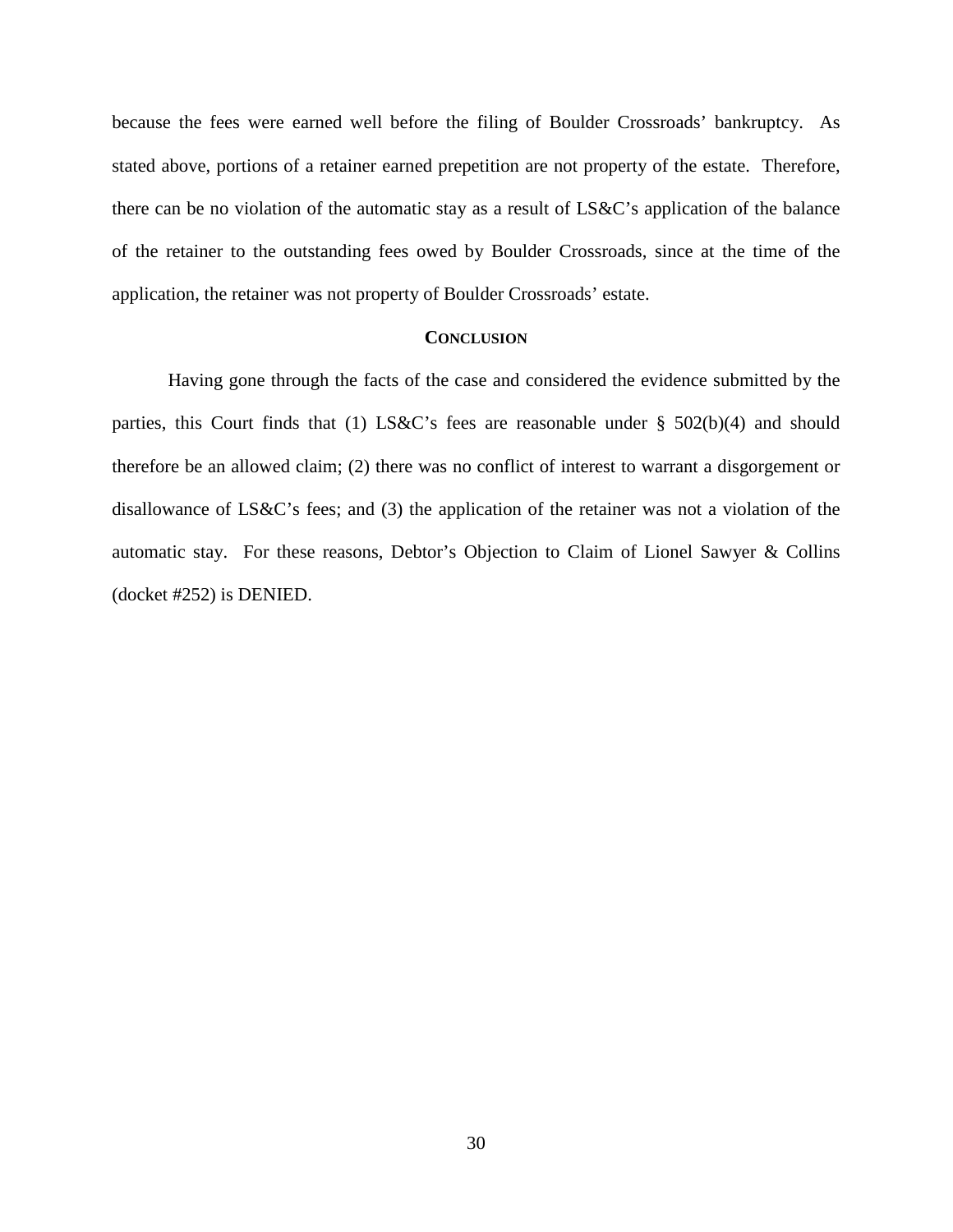because the fees were earned well before the filing of Boulder Crossroads' bankruptcy. As stated above, portions of a retainer earned prepetition are not property of the estate. Therefore, there can be no violation of the automatic stay as a result of LS&C's application of the balance of the retainer to the outstanding fees owed by Boulder Crossroads, since at the time of the application, the retainer was not property of Boulder Crossroads' estate.

## CONCLUSION

Having gone through the facts of the case and considered the evidence submitted by the parties, this Court finds that (1) LS&C's fees are reasonable under § 502(b)(4) and should therefore be an allowed claim; (2) there was no conflict of interest to warrant a disgorgement or disallowance of LS&C's fees; and (3) the application of the retainer was not a violation of the automatic stay. For these reasons, Debtor's Objection to Claim of Lionel Sawyer & Collins (docket #252) is DENIED.